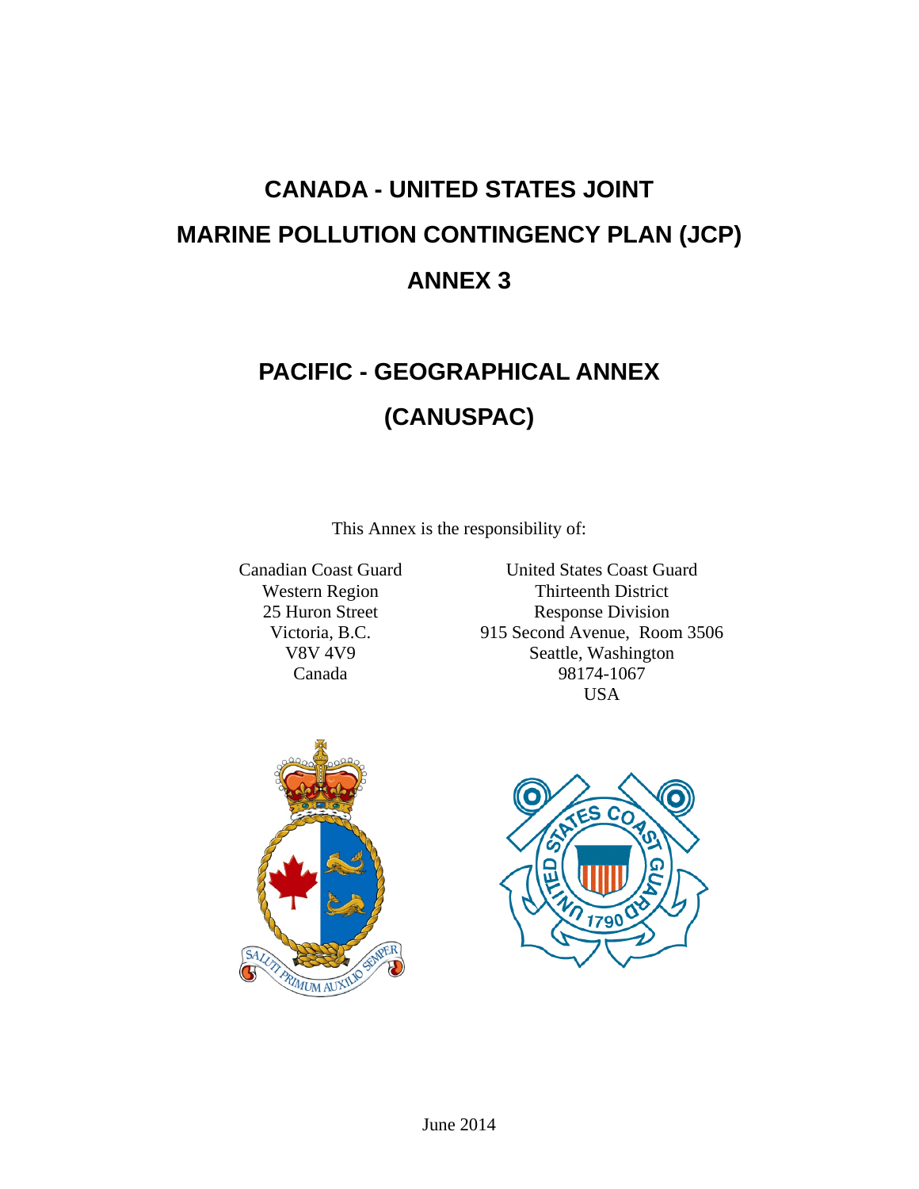# CANADA - UNITED STATES JOINT MARINE POLLUTION CONTINGENCY PLAN (JCP)

# ANNEX 3

## PACIFIC - GEOGRAPHICAL ANNEX (CANUSPAC)

This Annex is the responsibility of:

Canadian Coast Guard
Western Region
25 Huron Street
Victoria, B.C.
V8V 4V9
Canada

United States Coast Guard
Thirteenth District
Response Division
915 Second Avenue, Room 3506
Seattle, Washington
98174-1067
USA

June 2014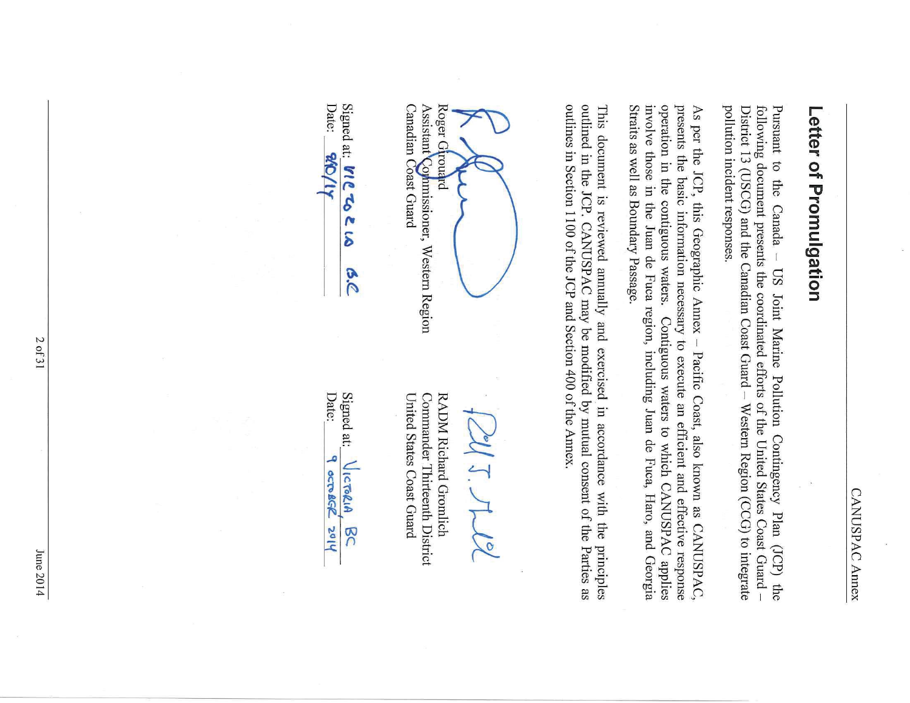# Letter of Promulgation

Pursuant to the Canada – US Joint Marine Pollution Contingency Plan (JCP) the following document presents the coordinated efforts of the United States Coast Guard – District 13 (USCG) and the Canadian Coast Guard – Western Region (CCG) to integrate pollution incident responses.

As per the JCP, this Geographic Annex – Pacific Coast, also known as CANUSPAC, presents the basic information necessary to execute an efficient and effective response operation in the contiguous waters. Contiguous waters to which CANUSPAC applies involve those in the Juan de Fuca region, including Juan de Fuca, Haro, and Georgia Straits as well as Boundary Passage.

This document is reviewed annually and exercised in accordance with the principles outlined in the JCP. CANUSPAC may be modified by mutual consent of the Parties as outlines in Section 1100 of the JCP and Section 400 of the Annex.

Roger Girouard
Assistant Commissioner, Western Region
Canadian Coast Guard

Signed at: VICTORIA B.C
Date: 9/10/14

RADM Richard Gromlich
Commander Thirteenth District
United States Coast Guard

Signed at: VICTORIA BC
Date: 9 OCTOBER 2014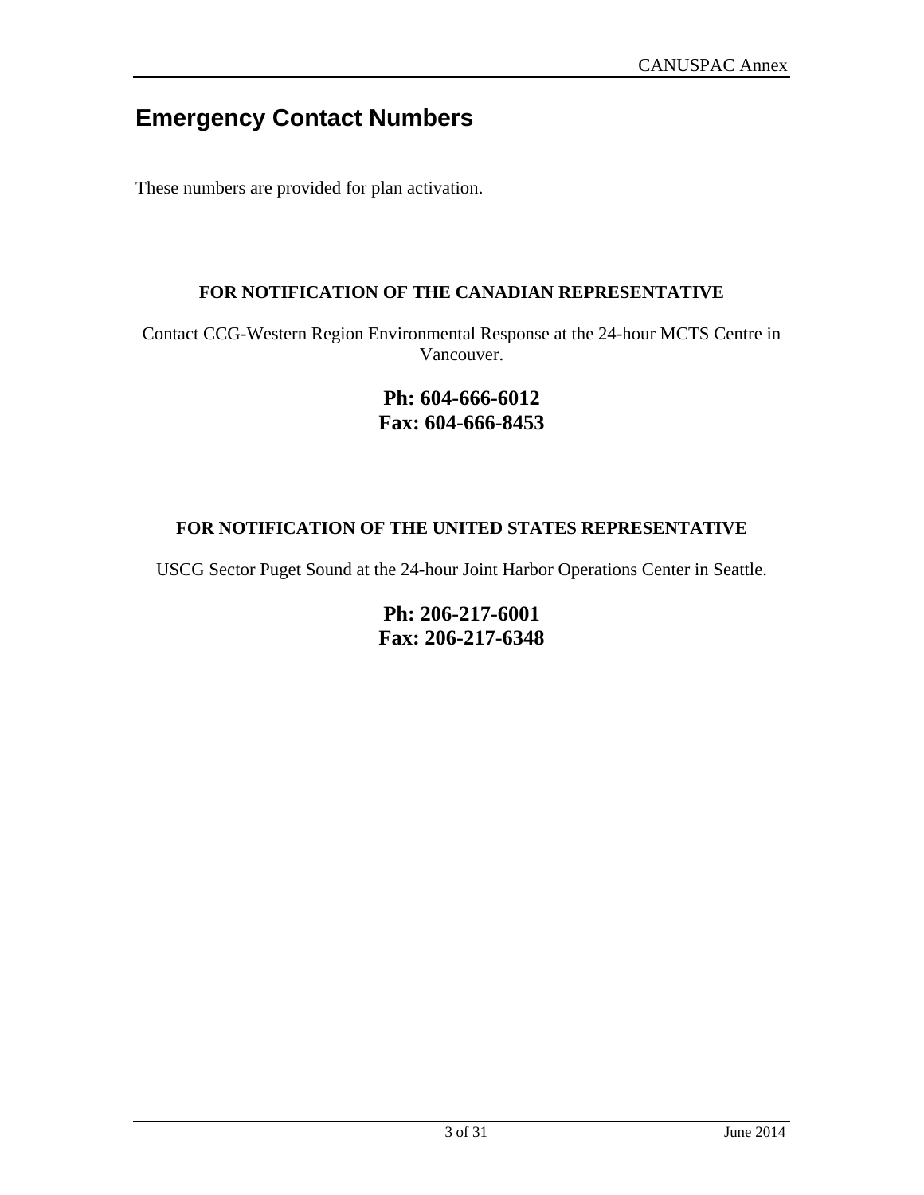# Emergency Contact Numbers

These numbers are provided for plan activation.

**FOR NOTIFICATION OF THE CANADIAN REPRESENTATIVE**

Contact CCG-Western Region Environmental Response at the 24-hour MCTS Centre in Vancouver.

**Ph: 604-666-6012**
**Fax: 604-666-8453**

**FOR NOTIFICATION OF THE UNITED STATES REPRESENTATIVE**

USCG Sector Puget Sound at the 24-hour Joint Harbor Operations Center in Seattle.

**Ph: 206-217-6001**
**Fax: 206-217-6348**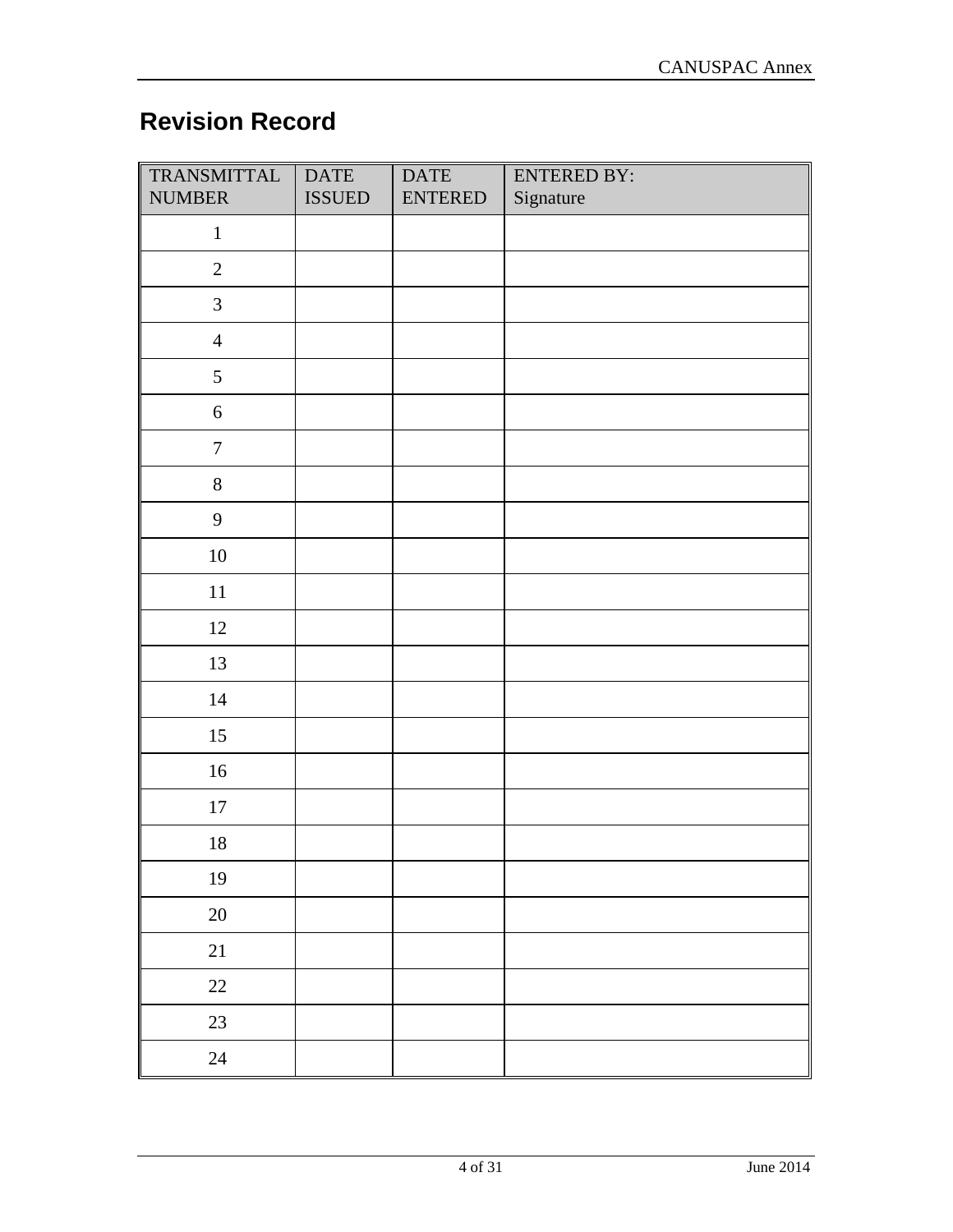# Revision Record

| TRANSMITTAL NUMBER | DATE ISSUED | DATE ENTERED | ENTERED BY: Signature |
|---|---|---|---|
| 1 | | | |
| 2 | | | |
| 3 | | | |
| 4 | | | |
| 5 | | | |
| 6 | | | |
| 7 | | | |
| 8 | | | |
| 9 | | | |
| 10 | | | |
| 11 | | | |
| 12 | | | |
| 13 | | | |
| 14 | | | |
| 15 | | | |
| 16 | | | |
| 17 | | | |
| 18 | | | |
| 19 | | | |
| 20 | | | |
| 21 | | | |
| 22 | | | |
| 23 | | | |
| 24 | | | |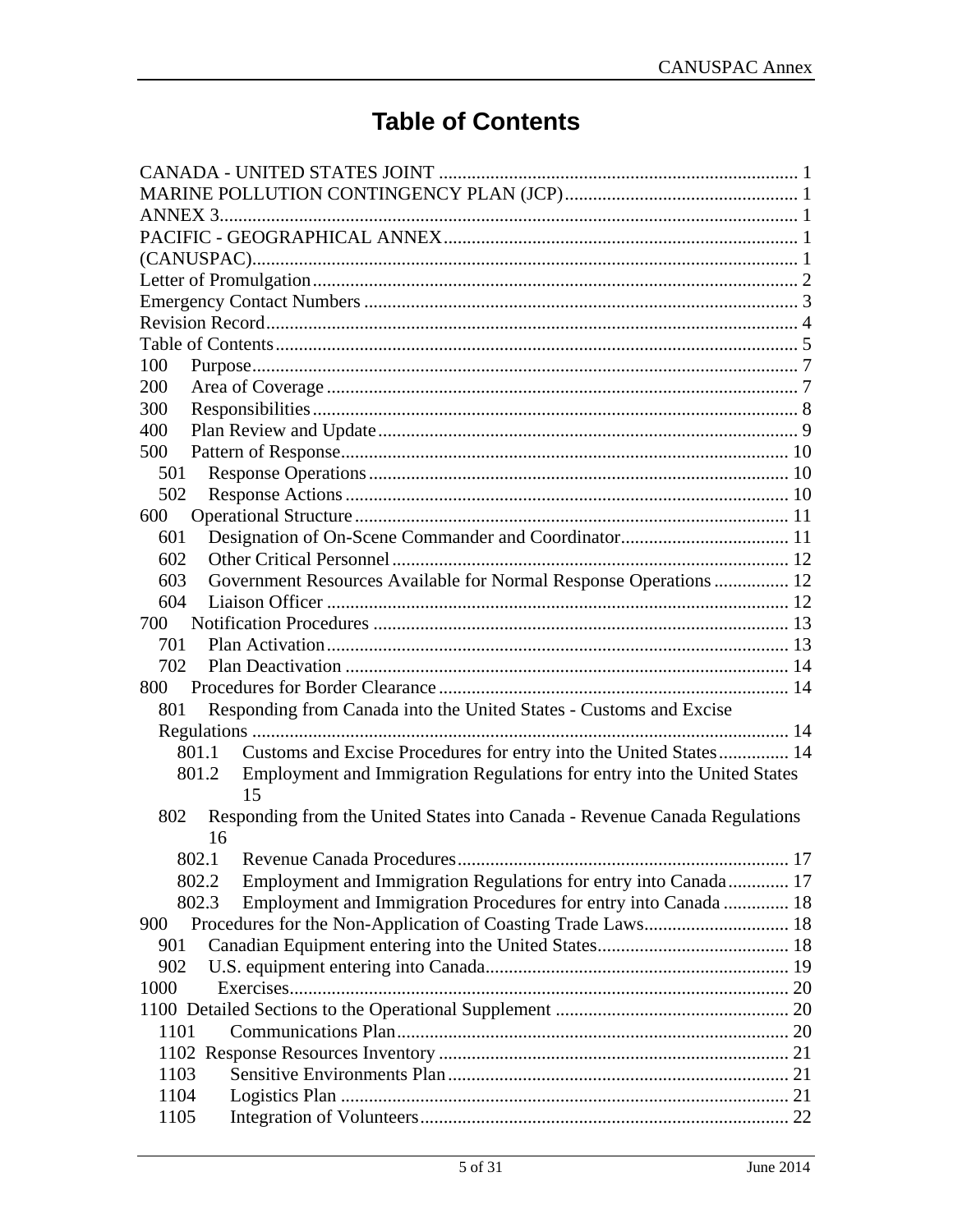# Table of Contents

CANADA - UNITED STATES JOINT ............................................................................ 1
MARINE POLLUTION CONTINGENCY PLAN (JCP) .................................................. 1
ANNEX 3 ........................................................................................................... 1
PACIFIC - GEOGRAPHICAL ANNEX ......................................................................... 1
(CANUSPAC) ...................................................................................................... 1
Letter of Promulgation ......................................................................................... 2
Emergency Contact Numbers ............................................................................... 3
Revision Record .................................................................................................. 4
Table of Contents ................................................................................................ 5
100 Purpose ...................................................................................................... 7
200 Area of Coverage ........................................................................................ 7
300 Responsibilities ........................................................................................... 8
400 Plan Review and Update ............................................................................... 9
500 Pattern of Response ................................................................................... 10
  501 Response Operations .............................................................................. 10
  502 Response Actions ................................................................................... 10
600 Operational Structure ................................................................................ 11
  601 Designation of On-Scene Commander and Coordinator .................................... 11
  602 Other Critical Personnel ........................................................................... 12
  603 Government Resources Available for Normal Response Operations ................ 12
  604 Liaison Officer ........................................................................................ 12
700 Notification Procedures ............................................................................. 13
  701 Plan Activation ....................................................................................... 13
  702 Plan Deactivation .................................................................................... 14
800 Procedures for Border Clearance ................................................................. 14
  801 Responding from Canada into the United States - Customs and Excise Regulations ........ 14
    801.1 Customs and Excise Procedures for entry into the United States ............... 14
    801.2 Employment and Immigration Regulations for entry into the United States 15
  802 Responding from the United States into Canada - Revenue Canada Regulations 16
    802.1 Revenue Canada Procedures ................................................................ 17
    802.2 Employment and Immigration Regulations for entry into Canada ............. 17
    802.3 Employment and Immigration Procedures for entry into Canada .............. 18
900 Procedures for the Non-Application of Coasting Trade Laws ............................. 18
  901 Canadian Equipment entering into the United States ........................................ 18
  902 U.S. equipment entering into Canada ........................................................... 19
1000 Exercises ................................................................................................ 20
1100 Detailed Sections to the Operational Supplement ........................................... 20
  1101 Communications Plan ............................................................................. 20
  1102 Response Resources Inventory ................................................................. 21
  1103 Sensitive Environments Plan .................................................................... 21
  1104 Logistics Plan ........................................................................................ 21
  1105 Integration of Volunteers ......................................................................... 22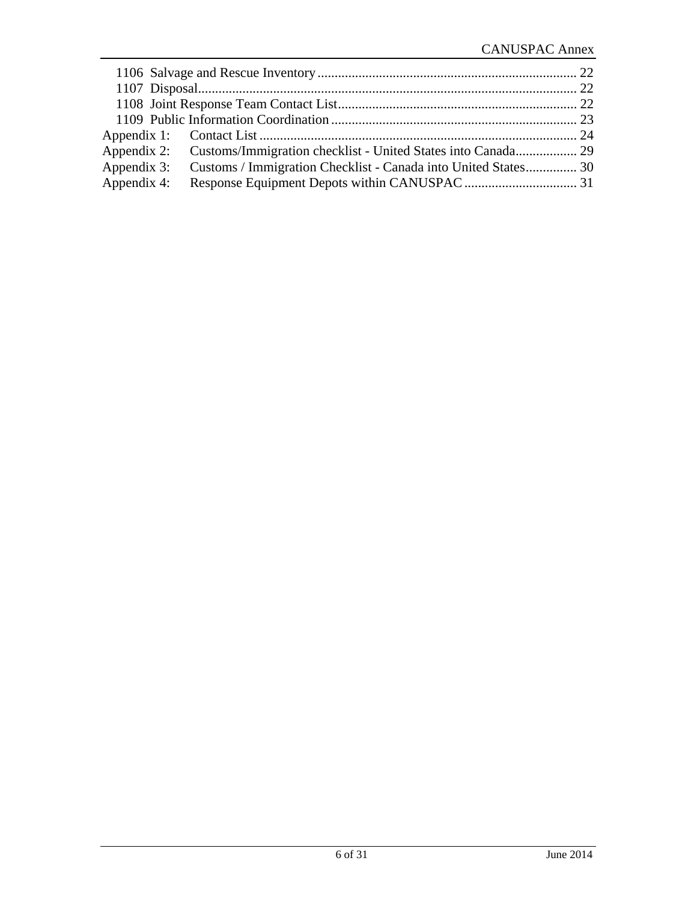1106 Salvage and Rescue Inventory ........................................................................... 22
1107 Disposal............................................................................................................. 22
1108 Joint Response Team Contact List...................................................................... 22
1109 Public Information Coordination ....................................................................... 23
Appendix 1: Contact List ........................................................................................... 24
Appendix 2: Customs/Immigration checklist - United States into Canada.................. 29
Appendix 3: Customs / Immigration Checklist - Canada into United States............... 30
Appendix 4: Response Equipment Depots within CANUSPAC ................................. 31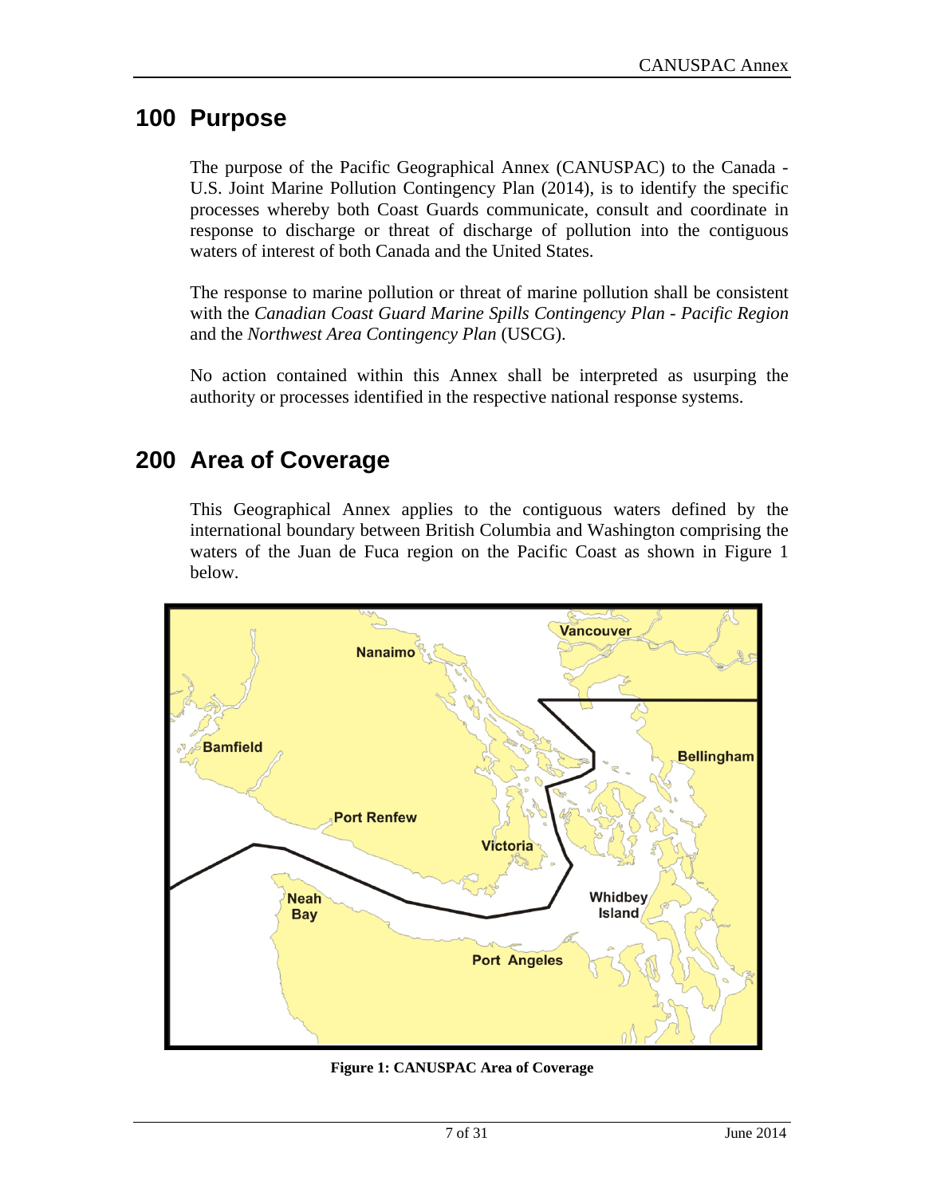## 100 Purpose

The purpose of the Pacific Geographical Annex (CANUSPAC) to the Canada - U.S. Joint Marine Pollution Contingency Plan (2014), is to identify the specific processes whereby both Coast Guards communicate, consult and coordinate in response to discharge or threat of discharge of pollution into the contiguous waters of interest of both Canada and the United States.

The response to marine pollution or threat of marine pollution shall be consistent with the *Canadian Coast Guard Marine Spills Contingency Plan - Pacific Region* and the *Northwest Area Contingency Plan* (USCG).

No action contained within this Annex shall be interpreted as usurping the authority or processes identified in the respective national response systems.

## 200 Area of Coverage

This Geographical Annex applies to the contiguous waters defined by the international boundary between British Columbia and Washington comprising the waters of the Juan de Fuca region on the Pacific Coast as shown in Figure 1 below.

**Figure 1: CANUSPAC Area of Coverage**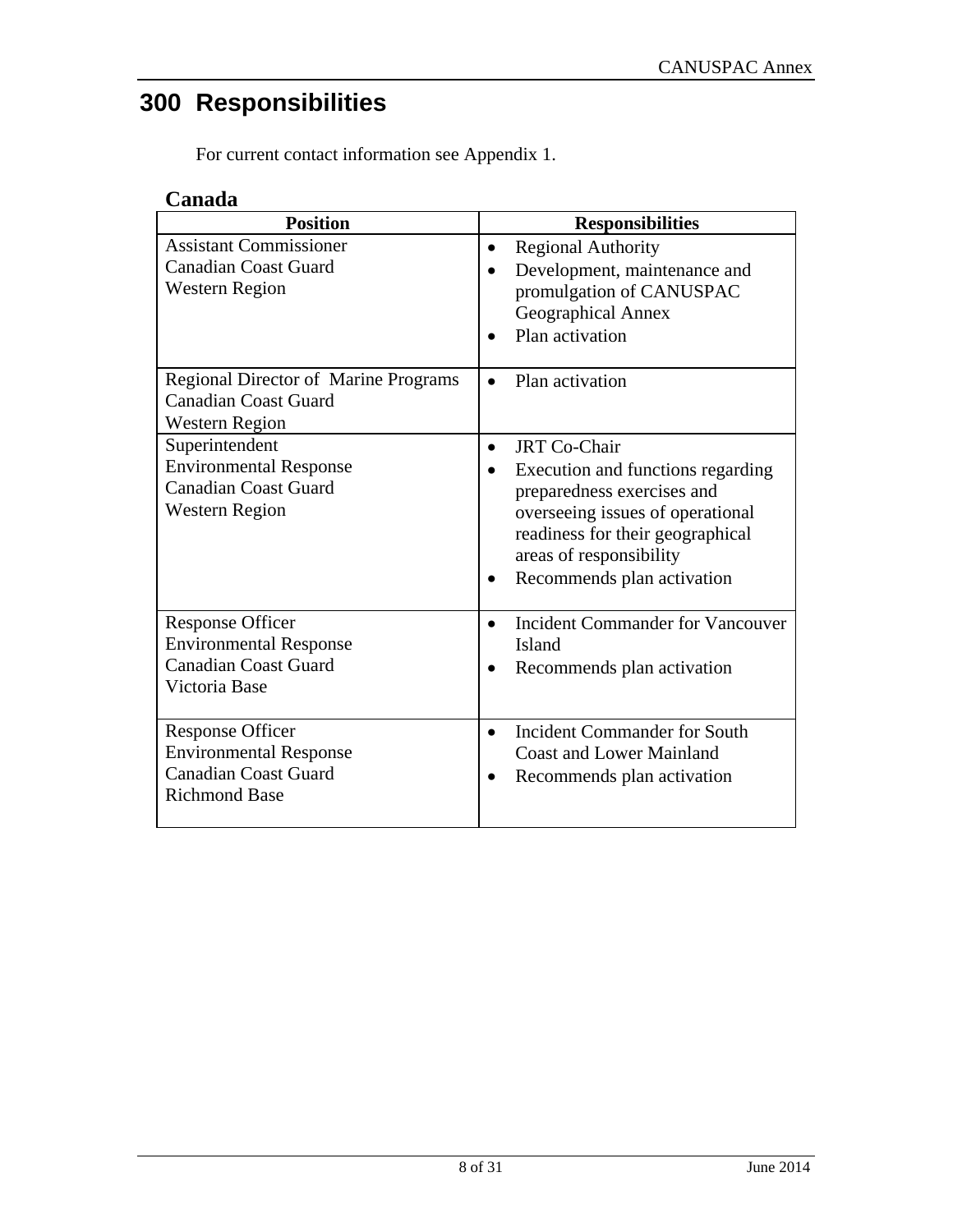# 300 Responsibilities

For current contact information see Appendix 1.

### Canada

| Position | Responsibilities |
|---|---|
| Assistant Commissioner<br>Canadian Coast Guard<br>Western Region | • Regional Authority<br>• Development, maintenance and promulgation of CANUSPAC Geographical Annex<br>• Plan activation |
| Regional Director of Marine Programs<br>Canadian Coast Guard<br>Western Region | • Plan activation |
| Superintendent<br>Environmental Response<br>Canadian Coast Guard<br>Western Region | • JRT Co-Chair<br>• Execution and functions regarding preparedness exercises and overseeing issues of operational readiness for their geographical areas of responsibility<br>• Recommends plan activation |
| Response Officer<br>Environmental Response<br>Canadian Coast Guard<br>Victoria Base | • Incident Commander for Vancouver Island<br>• Recommends plan activation |
| Response Officer<br>Environmental Response<br>Canadian Coast Guard<br>Richmond Base | • Incident Commander for South Coast and Lower Mainland<br>• Recommends plan activation |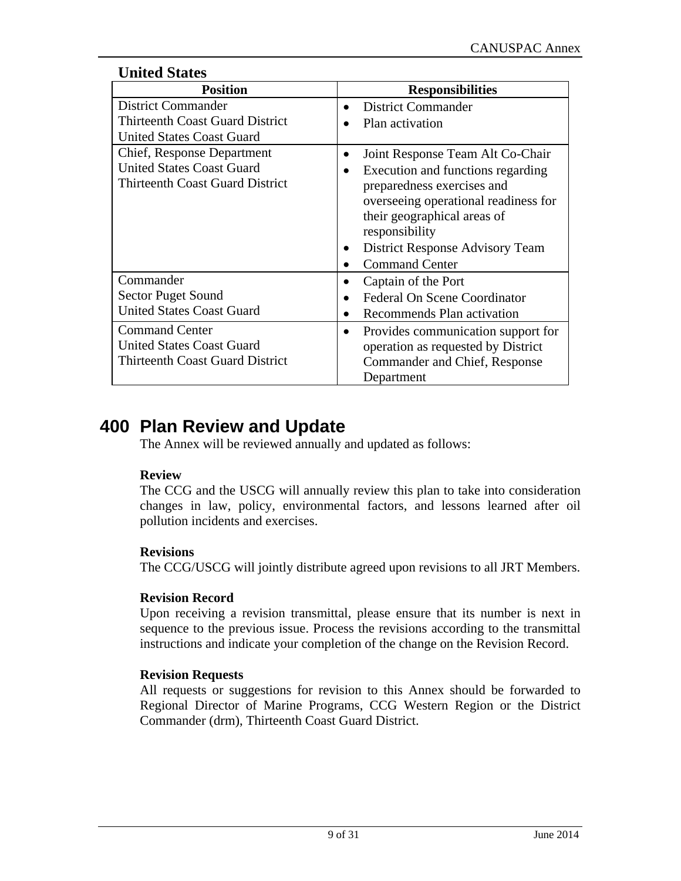**United States**

| Position | Responsibilities |
|---|---|
| District Commander<br>Thirteenth Coast Guard District<br>United States Coast Guard | • District Commander<br>• Plan activation |
| Chief, Response Department<br>United States Coast Guard<br>Thirteenth Coast Guard District | • Joint Response Team Alt Co-Chair<br>• Execution and functions regarding preparedness exercises and overseeing operational readiness for their geographical areas of responsibility<br>• District Response Advisory Team<br>• Command Center |
| Commander<br>Sector Puget Sound<br>United States Coast Guard | • Captain of the Port<br>• Federal On Scene Coordinator<br>• Recommends Plan activation |
| Command Center<br>United States Coast Guard<br>Thirteenth Coast Guard District | • Provides communication support for operation as requested by District Commander and Chief, Response Department |

# 400 Plan Review and Update

The Annex will be reviewed annually and updated as follows:

**Review**

The CCG and the USCG will annually review this plan to take into consideration changes in law, policy, environmental factors, and lessons learned after oil pollution incidents and exercises.

**Revisions**

The CCG/USCG will jointly distribute agreed upon revisions to all JRT Members.

**Revision Record**

Upon receiving a revision transmittal, please ensure that its number is next in sequence to the previous issue. Process the revisions according to the transmittal instructions and indicate your completion of the change on the Revision Record.

**Revision Requests**

All requests or suggestions for revision to this Annex should be forwarded to Regional Director of Marine Programs, CCG Western Region or the District Commander (drm), Thirteenth Coast Guard District.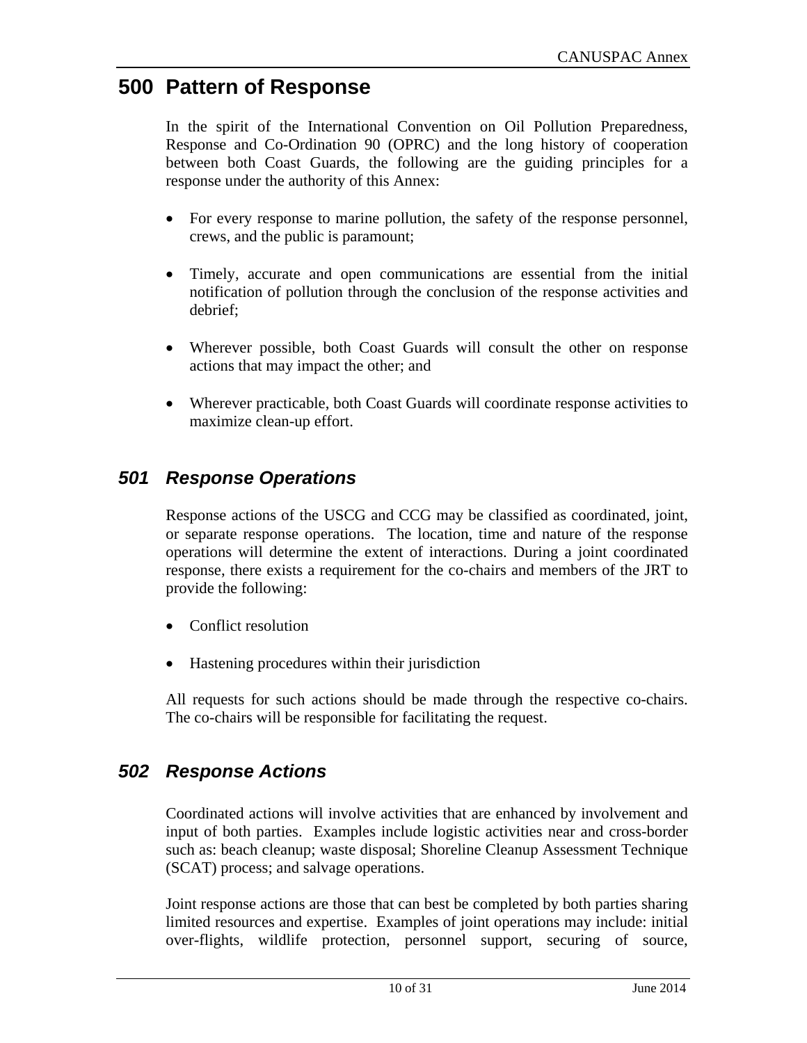# 500 Pattern of Response

In the spirit of the International Convention on Oil Pollution Preparedness, Response and Co-Ordination 90 (OPRC) and the long history of cooperation between both Coast Guards, the following are the guiding principles for a response under the authority of this Annex:

- For every response to marine pollution, the safety of the response personnel, crews, and the public is paramount;
- Timely, accurate and open communications are essential from the initial notification of pollution through the conclusion of the response activities and debrief;
- Wherever possible, both Coast Guards will consult the other on response actions that may impact the other; and
- Wherever practicable, both Coast Guards will coordinate response activities to maximize clean-up effort.

## *501 Response Operations*

Response actions of the USCG and CCG may be classified as coordinated, joint, or separate response operations. The location, time and nature of the response operations will determine the extent of interactions. During a joint coordinated response, there exists a requirement for the co-chairs and members of the JRT to provide the following:

- Conflict resolution
- Hastening procedures within their jurisdiction

All requests for such actions should be made through the respective co-chairs. The co-chairs will be responsible for facilitating the request.

## *502 Response Actions*

Coordinated actions will involve activities that are enhanced by involvement and input of both parties. Examples include logistic activities near and cross-border such as: beach cleanup; waste disposal; Shoreline Cleanup Assessment Technique (SCAT) process; and salvage operations.

Joint response actions are those that can best be completed by both parties sharing limited resources and expertise. Examples of joint operations may include: initial over-flights, wildlife protection, personnel support, securing of source,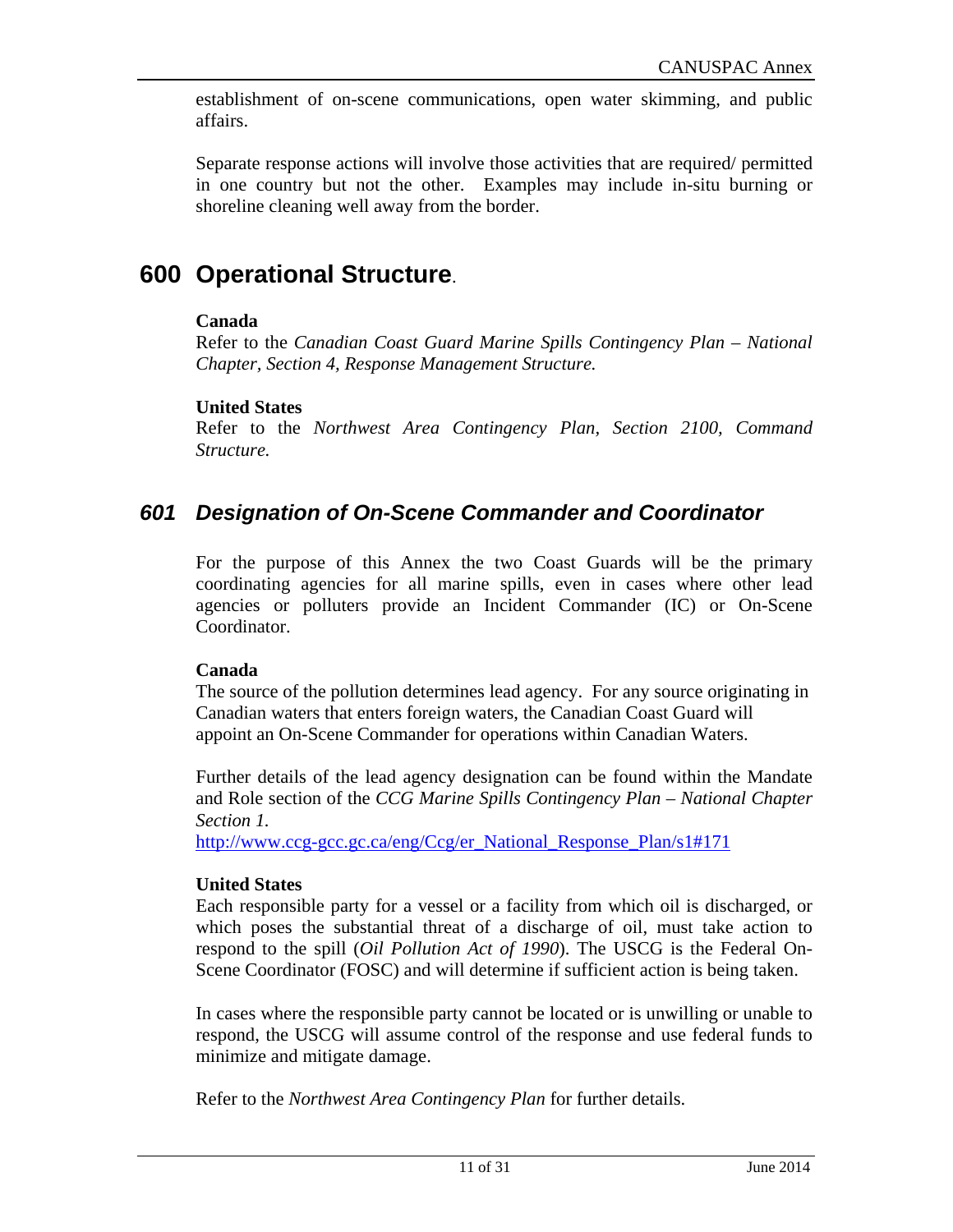establishment of on-scene communications, open water skimming, and public affairs.

Separate response actions will involve those activities that are required/ permitted in one country but not the other. Examples may include in-situ burning or shoreline cleaning well away from the border.

# 600 Operational Structure.

**Canada**
Refer to the *Canadian Coast Guard Marine Spills Contingency Plan – National Chapter, Section 4, Response Management Structure.*

**United States**
Refer to the *Northwest Area Contingency Plan, Section 2100, Command Structure.*

## *601 Designation of On-Scene Commander and Coordinator*

For the purpose of this Annex the two Coast Guards will be the primary coordinating agencies for all marine spills, even in cases where other lead agencies or polluters provide an Incident Commander (IC) or On-Scene Coordinator.

**Canada**
The source of the pollution determines lead agency. For any source originating in Canadian waters that enters foreign waters, the Canadian Coast Guard will appoint an On-Scene Commander for operations within Canadian Waters.

Further details of the lead agency designation can be found within the Mandate and Role section of the *CCG Marine Spills Contingency Plan – National Chapter Section 1.*
http://www.ccg-gcc.gc.ca/eng/Ccg/er_National_Response_Plan/s1#171

**United States**
Each responsible party for a vessel or a facility from which oil is discharged, or which poses the substantial threat of a discharge of oil, must take action to respond to the spill (*Oil Pollution Act of 1990*). The USCG is the Federal On-Scene Coordinator (FOSC) and will determine if sufficient action is being taken.

In cases where the responsible party cannot be located or is unwilling or unable to respond, the USCG will assume control of the response and use federal funds to minimize and mitigate damage.

Refer to the *Northwest Area Contingency Plan* for further details.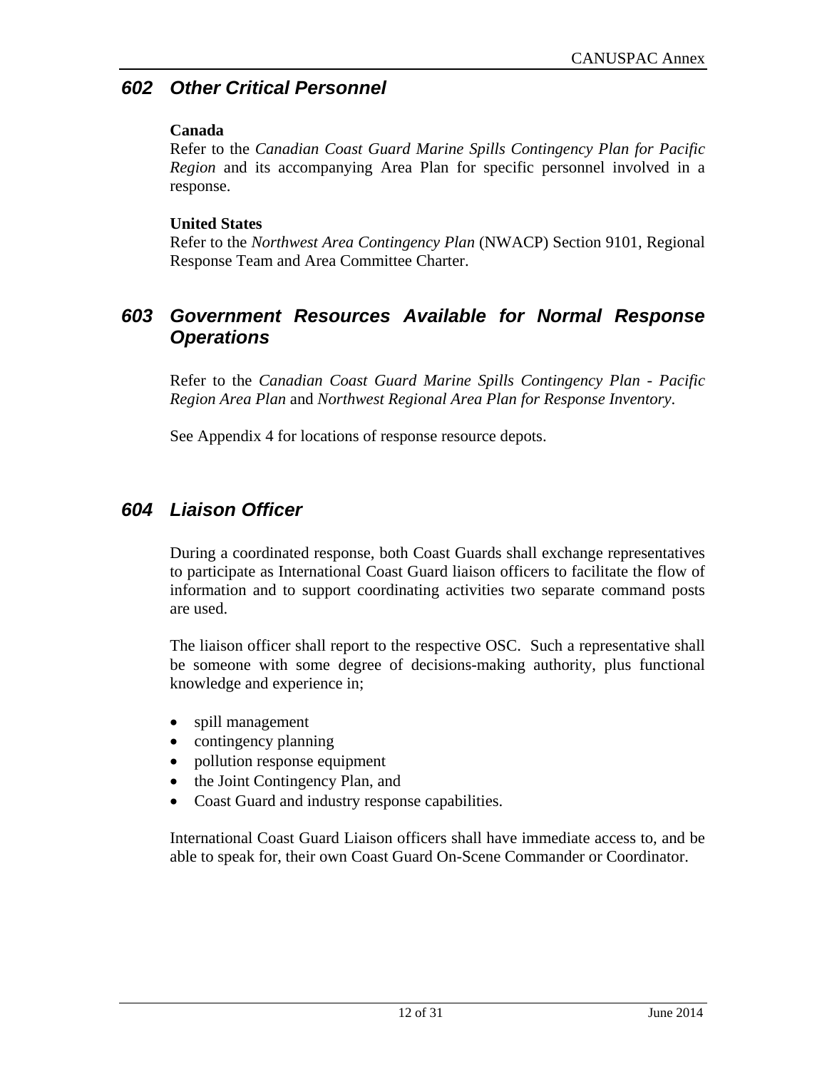## *602 Other Critical Personnel*

**Canada**
Refer to the *Canadian Coast Guard Marine Spills Contingency Plan for Pacific Region* and its accompanying Area Plan for specific personnel involved in a response.

**United States**
Refer to the *Northwest Area Contingency Plan* (NWACP) Section 9101, Regional Response Team and Area Committee Charter.

## *603 Government Resources Available for Normal Response Operations*

Refer to the *Canadian Coast Guard Marine Spills Contingency Plan - Pacific Region Area Plan* and *Northwest Regional Area Plan for Response Inventory*.

See Appendix 4 for locations of response resource depots.

## *604 Liaison Officer*

During a coordinated response, both Coast Guards shall exchange representatives to participate as International Coast Guard liaison officers to facilitate the flow of information and to support coordinating activities two separate command posts are used.

The liaison officer shall report to the respective OSC. Such a representative shall be someone with some degree of decisions-making authority, plus functional knowledge and experience in;

- spill management
- contingency planning
- pollution response equipment
- the Joint Contingency Plan, and
- Coast Guard and industry response capabilities.

International Coast Guard Liaison officers shall have immediate access to, and be able to speak for, their own Coast Guard On-Scene Commander or Coordinator.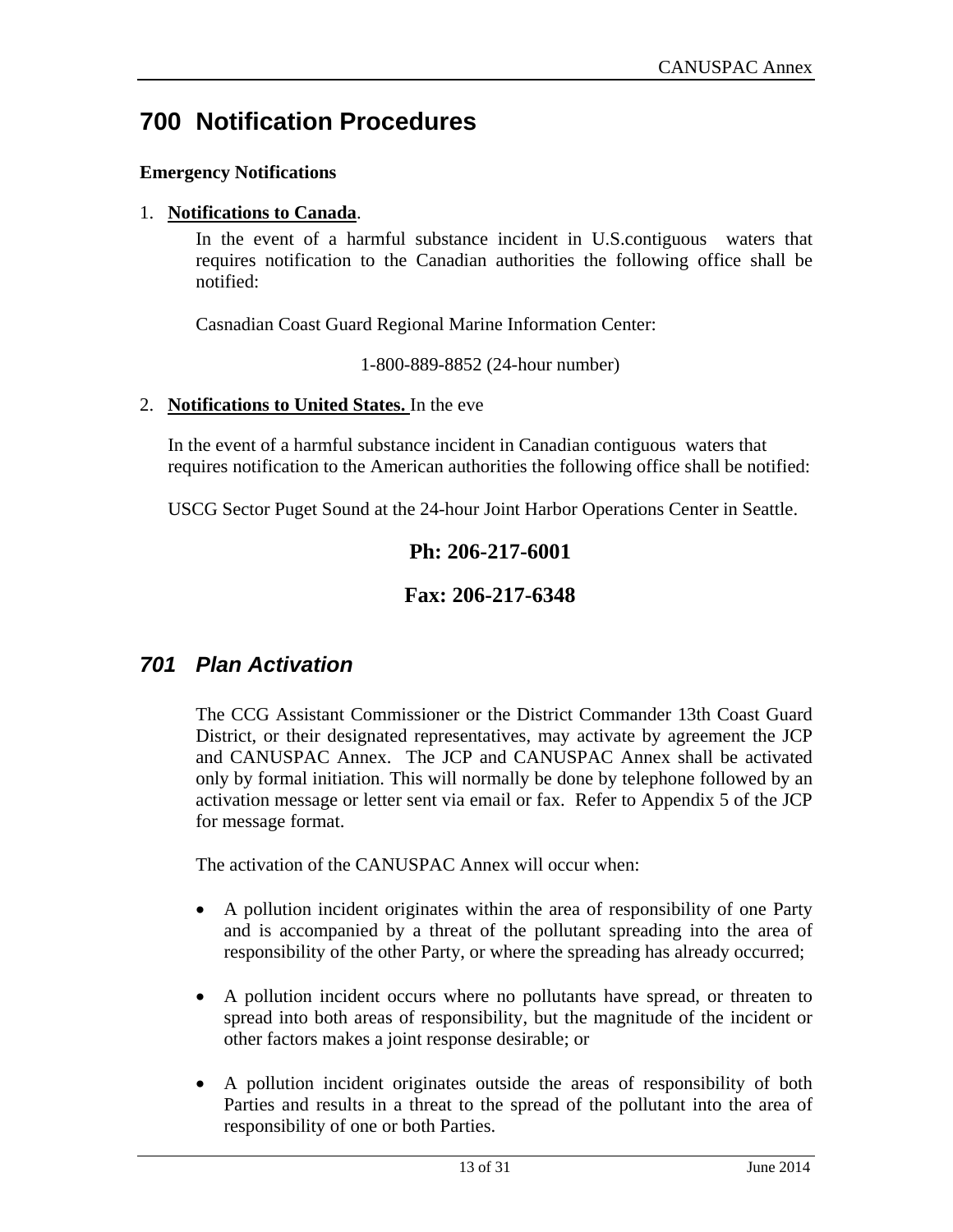# 700 Notification Procedures

**Emergency Notifications**

1. **Notifications to Canada**.

   In the event of a harmful substance incident in U.S.contiguous waters that requires notification to the Canadian authorities the following office shall be notified:

   Casnadian Coast Guard Regional Marine Information Center:

   1-800-889-8852 (24-hour number)

2. **Notifications to United States.** In the eve

   In the event of a harmful substance incident in Canadian contiguous waters that requires notification to the American authorities the following office shall be notified:

   USCG Sector Puget Sound at the 24-hour Joint Harbor Operations Center in Seattle.

   **Ph: 206-217-6001**

   **Fax: 206-217-6348**

## *701 Plan Activation*

The CCG Assistant Commissioner or the District Commander 13th Coast Guard District, or their designated representatives, may activate by agreement the JCP and CANUSPAC Annex. The JCP and CANUSPAC Annex shall be activated only by formal initiation. This will normally be done by telephone followed by an activation message or letter sent via email or fax. Refer to Appendix 5 of the JCP for message format.

The activation of the CANUSPAC Annex will occur when:

- A pollution incident originates within the area of responsibility of one Party and is accompanied by a threat of the pollutant spreading into the area of responsibility of the other Party, or where the spreading has already occurred;
- A pollution incident occurs where no pollutants have spread, or threaten to spread into both areas of responsibility, but the magnitude of the incident or other factors makes a joint response desirable; or
- A pollution incident originates outside the areas of responsibility of both Parties and results in a threat to the spread of the pollutant into the area of responsibility of one or both Parties.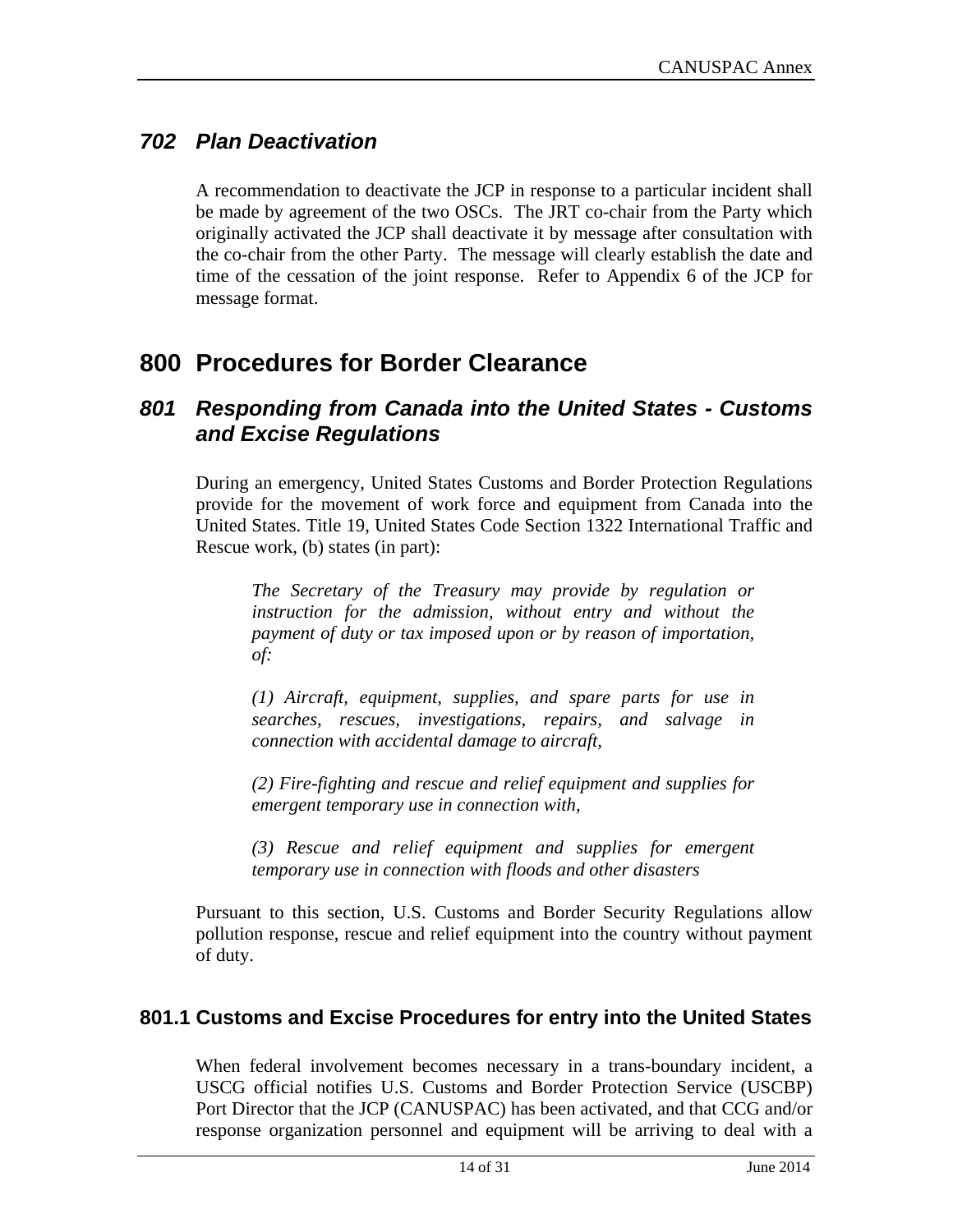### *702 Plan Deactivation*

A recommendation to deactivate the JCP in response to a particular incident shall be made by agreement of the two OSCs. The JRT co-chair from the Party which originally activated the JCP shall deactivate it by message after consultation with the co-chair from the other Party. The message will clearly establish the date and time of the cessation of the joint response. Refer to Appendix 6 of the JCP for message format.

## 800 Procedures for Border Clearance

### *801 Responding from Canada into the United States - Customs and Excise Regulations*

During an emergency, United States Customs and Border Protection Regulations provide for the movement of work force and equipment from Canada into the United States. Title 19, United States Code Section 1322 International Traffic and Rescue work, (b) states (in part):

> *The Secretary of the Treasury may provide by regulation or instruction for the admission, without entry and without the payment of duty or tax imposed upon or by reason of importation, of:*
>
> *(1) Aircraft, equipment, supplies, and spare parts for use in searches, rescues, investigations, repairs, and salvage in connection with accidental damage to aircraft,*
>
> *(2) Fire-fighting and rescue and relief equipment and supplies for emergent temporary use in connection with,*
>
> *(3) Rescue and relief equipment and supplies for emergent temporary use in connection with floods and other disasters*

Pursuant to this section, U.S. Customs and Border Security Regulations allow pollution response, rescue and relief equipment into the country without payment of duty.

#### 801.1 Customs and Excise Procedures for entry into the United States

When federal involvement becomes necessary in a trans-boundary incident, a USCG official notifies U.S. Customs and Border Protection Service (USCBP) Port Director that the JCP (CANUSPAC) has been activated, and that CCG and/or response organization personnel and equipment will be arriving to deal with a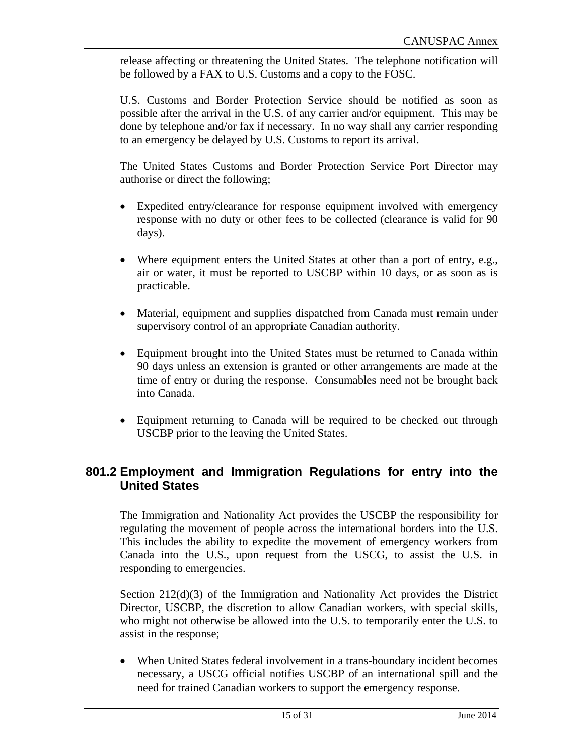release affecting or threatening the United States. The telephone notification will be followed by a FAX to U.S. Customs and a copy to the FOSC.

U.S. Customs and Border Protection Service should be notified as soon as possible after the arrival in the U.S. of any carrier and/or equipment. This may be done by telephone and/or fax if necessary. In no way shall any carrier responding to an emergency be delayed by U.S. Customs to report its arrival.

The United States Customs and Border Protection Service Port Director may authorise or direct the following;

- Expedited entry/clearance for response equipment involved with emergency response with no duty or other fees to be collected (clearance is valid for 90 days).
- Where equipment enters the United States at other than a port of entry, e.g., air or water, it must be reported to USCBP within 10 days, or as soon as is practicable.
- Material, equipment and supplies dispatched from Canada must remain under supervisory control of an appropriate Canadian authority.
- Equipment brought into the United States must be returned to Canada within 90 days unless an extension is granted or other arrangements are made at the time of entry or during the response. Consumables need not be brought back into Canada.
- Equipment returning to Canada will be required to be checked out through USCBP prior to the leaving the United States.

### 801.2 Employment and Immigration Regulations for entry into the United States

The Immigration and Nationality Act provides the USCBP the responsibility for regulating the movement of people across the international borders into the U.S. This includes the ability to expedite the movement of emergency workers from Canada into the U.S., upon request from the USCG, to assist the U.S. in responding to emergencies.

Section 212(d)(3) of the Immigration and Nationality Act provides the District Director, USCBP, the discretion to allow Canadian workers, with special skills, who might not otherwise be allowed into the U.S. to temporarily enter the U.S. to assist in the response;

- When United States federal involvement in a trans-boundary incident becomes necessary, a USCG official notifies USCBP of an international spill and the need for trained Canadian workers to support the emergency response.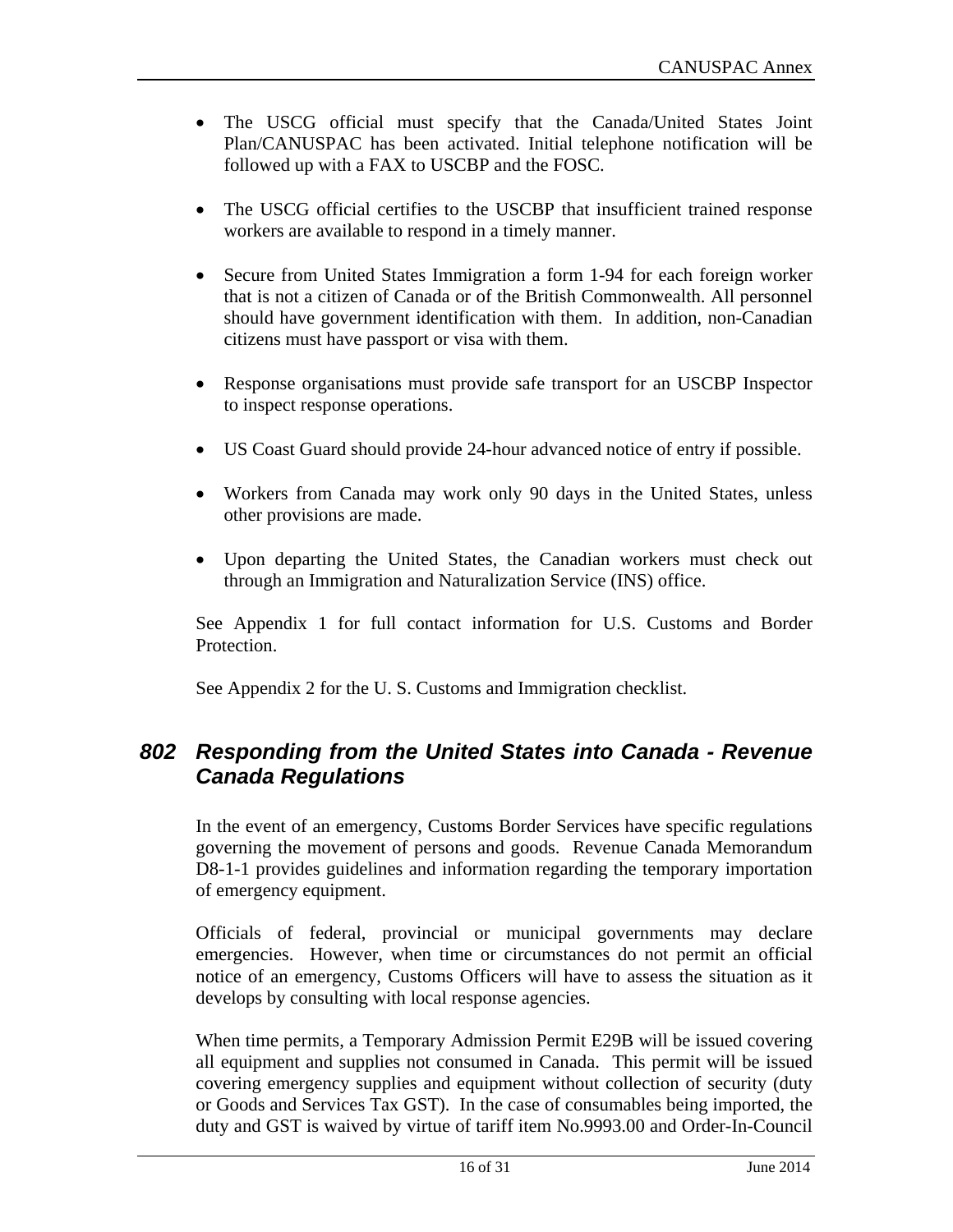- The USCG official must specify that the Canada/United States Joint Plan/CANUSPAC has been activated. Initial telephone notification will be followed up with a FAX to USCBP and the FOSC.

- The USCG official certifies to the USCBP that insufficient trained response workers are available to respond in a timely manner.

- Secure from United States Immigration a form 1-94 for each foreign worker that is not a citizen of Canada or of the British Commonwealth. All personnel should have government identification with them. In addition, non-Canadian citizens must have passport or visa with them.

- Response organisations must provide safe transport for an USCBP Inspector to inspect response operations.

- US Coast Guard should provide 24-hour advanced notice of entry if possible.

- Workers from Canada may work only 90 days in the United States, unless other provisions are made.

- Upon departing the United States, the Canadian workers must check out through an Immigration and Naturalization Service (INS) office.

See Appendix 1 for full contact information for U.S. Customs and Border Protection.

See Appendix 2 for the U. S. Customs and Immigration checklist.

## *802 Responding from the United States into Canada - Revenue Canada Regulations*

In the event of an emergency, Customs Border Services have specific regulations governing the movement of persons and goods. Revenue Canada Memorandum D8-1-1 provides guidelines and information regarding the temporary importation of emergency equipment.

Officials of federal, provincial or municipal governments may declare emergencies. However, when time or circumstances do not permit an official notice of an emergency, Customs Officers will have to assess the situation as it develops by consulting with local response agencies.

When time permits, a Temporary Admission Permit E29B will be issued covering all equipment and supplies not consumed in Canada. This permit will be issued covering emergency supplies and equipment without collection of security (duty or Goods and Services Tax GST). In the case of consumables being imported, the duty and GST is waived by virtue of tariff item No.9993.00 and Order-In-Council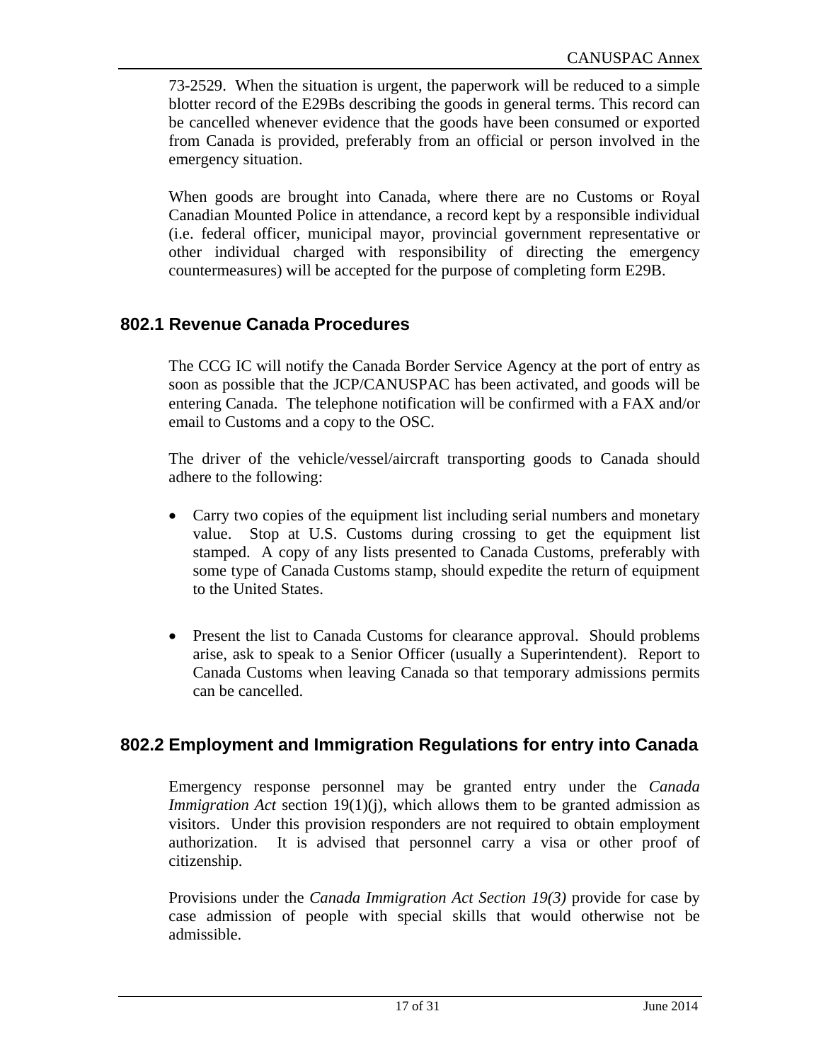73-2529. When the situation is urgent, the paperwork will be reduced to a simple blotter record of the E29Bs describing the goods in general terms. This record can be cancelled whenever evidence that the goods have been consumed or exported from Canada is provided, preferably from an official or person involved in the emergency situation.

When goods are brought into Canada, where there are no Customs or Royal Canadian Mounted Police in attendance, a record kept by a responsible individual (i.e. federal officer, municipal mayor, provincial government representative or other individual charged with responsibility of directing the emergency countermeasures) will be accepted for the purpose of completing form E29B.

## 802.1 Revenue Canada Procedures

The CCG IC will notify the Canada Border Service Agency at the port of entry as soon as possible that the JCP/CANUSPAC has been activated, and goods will be entering Canada. The telephone notification will be confirmed with a FAX and/or email to Customs and a copy to the OSC.

The driver of the vehicle/vessel/aircraft transporting goods to Canada should adhere to the following:

- Carry two copies of the equipment list including serial numbers and monetary value. Stop at U.S. Customs during crossing to get the equipment list stamped. A copy of any lists presented to Canada Customs, preferably with some type of Canada Customs stamp, should expedite the return of equipment to the United States.
- Present the list to Canada Customs for clearance approval. Should problems arise, ask to speak to a Senior Officer (usually a Superintendent). Report to Canada Customs when leaving Canada so that temporary admissions permits can be cancelled.

## 802.2 Employment and Immigration Regulations for entry into Canada

Emergency response personnel may be granted entry under the *Canada Immigration Act* section 19(1)(j), which allows them to be granted admission as visitors. Under this provision responders are not required to obtain employment authorization. It is advised that personnel carry a visa or other proof of citizenship.

Provisions under the *Canada Immigration Act Section 19(3)* provide for case by case admission of people with special skills that would otherwise not be admissible.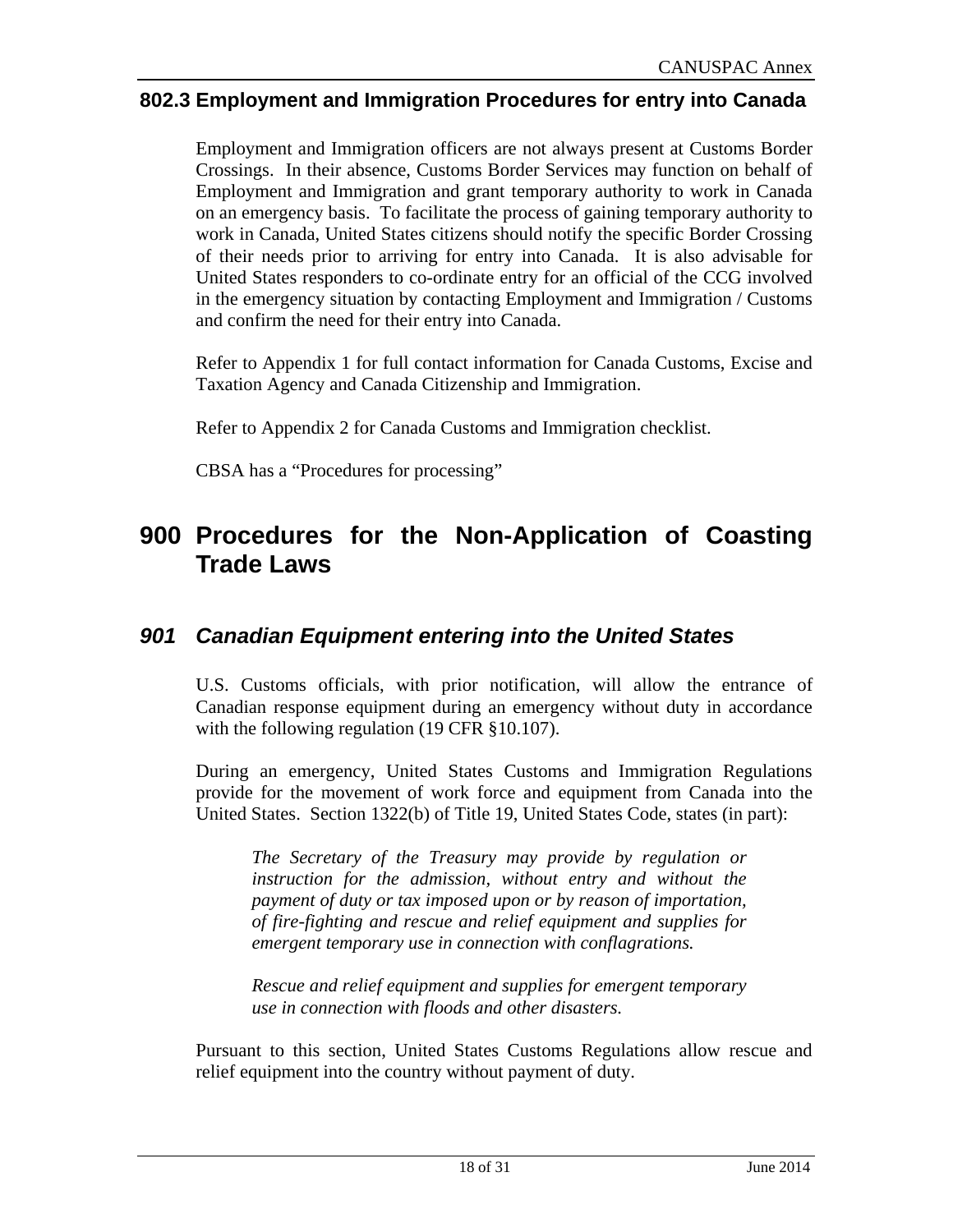### 802.3 Employment and Immigration Procedures for entry into Canada

Employment and Immigration officers are not always present at Customs Border Crossings. In their absence, Customs Border Services may function on behalf of Employment and Immigration and grant temporary authority to work in Canada on an emergency basis. To facilitate the process of gaining temporary authority to work in Canada, United States citizens should notify the specific Border Crossing of their needs prior to arriving for entry into Canada. It is also advisable for United States responders to co-ordinate entry for an official of the CCG involved in the emergency situation by contacting Employment and Immigration / Customs and confirm the need for their entry into Canada.

Refer to Appendix 1 for full contact information for Canada Customs, Excise and Taxation Agency and Canada Citizenship and Immigration.

Refer to Appendix 2 for Canada Customs and Immigration checklist.

CBSA has a "Procedures for processing"

# 900 Procedures for the Non-Application of Coasting Trade Laws

## *901 Canadian Equipment entering into the United States*

U.S. Customs officials, with prior notification, will allow the entrance of Canadian response equipment during an emergency without duty in accordance with the following regulation (19 CFR §10.107).

During an emergency, United States Customs and Immigration Regulations provide for the movement of work force and equipment from Canada into the United States. Section 1322(b) of Title 19, United States Code, states (in part):

> *The Secretary of the Treasury may provide by regulation or instruction for the admission, without entry and without the payment of duty or tax imposed upon or by reason of importation, of fire-fighting and rescue and relief equipment and supplies for emergent temporary use in connection with conflagrations.*
>
> *Rescue and relief equipment and supplies for emergent temporary use in connection with floods and other disasters.*

Pursuant to this section, United States Customs Regulations allow rescue and relief equipment into the country without payment of duty.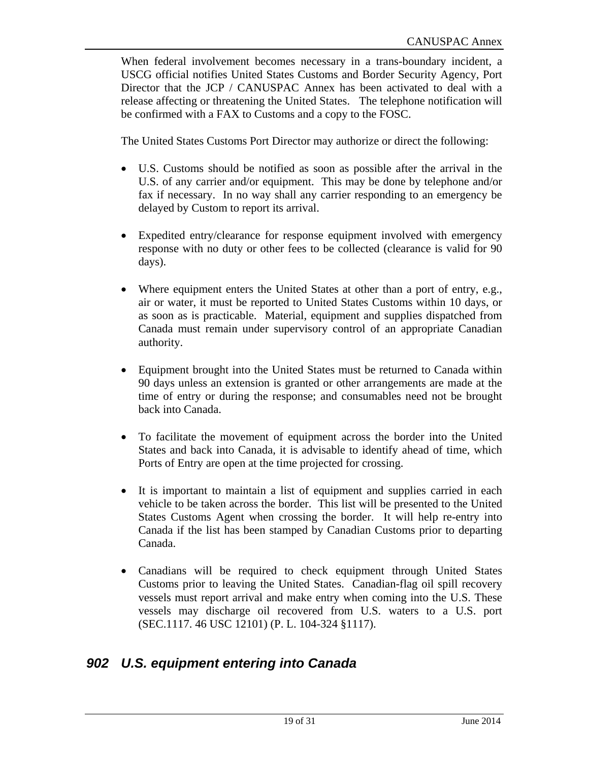When federal involvement becomes necessary in a trans-boundary incident, a USCG official notifies United States Customs and Border Security Agency, Port Director that the JCP / CANUSPAC Annex has been activated to deal with a release affecting or threatening the United States. The telephone notification will be confirmed with a FAX to Customs and a copy to the FOSC.

The United States Customs Port Director may authorize or direct the following:

- U.S. Customs should be notified as soon as possible after the arrival in the U.S. of any carrier and/or equipment. This may be done by telephone and/or fax if necessary. In no way shall any carrier responding to an emergency be delayed by Custom to report its arrival.

- Expedited entry/clearance for response equipment involved with emergency response with no duty or other fees to be collected (clearance is valid for 90 days).

- Where equipment enters the United States at other than a port of entry, e.g., air or water, it must be reported to United States Customs within 10 days, or as soon as is practicable. Material, equipment and supplies dispatched from Canada must remain under supervisory control of an appropriate Canadian authority.

- Equipment brought into the United States must be returned to Canada within 90 days unless an extension is granted or other arrangements are made at the time of entry or during the response; and consumables need not be brought back into Canada.

- To facilitate the movement of equipment across the border into the United States and back into Canada, it is advisable to identify ahead of time, which Ports of Entry are open at the time projected for crossing.

- It is important to maintain a list of equipment and supplies carried in each vehicle to be taken across the border. This list will be presented to the United States Customs Agent when crossing the border. It will help re-entry into Canada if the list has been stamped by Canadian Customs prior to departing Canada.

- Canadians will be required to check equipment through United States Customs prior to leaving the United States. Canadian-flag oil spill recovery vessels must report arrival and make entry when coming into the U.S. These vessels may discharge oil recovered from U.S. waters to a U.S. port (SEC.1117. 46 USC 12101) (P. L. 104-324 §1117).

## *902 U.S. equipment entering into Canada*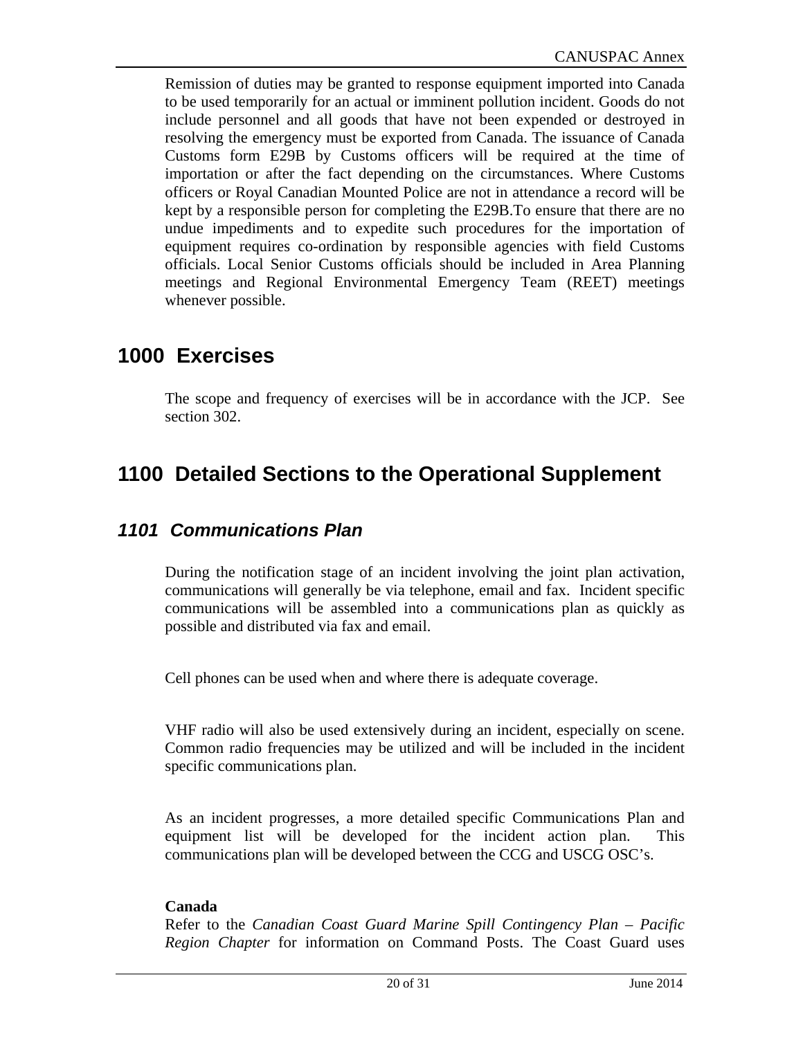Remission of duties may be granted to response equipment imported into Canada to be used temporarily for an actual or imminent pollution incident. Goods do not include personnel and all goods that have not been expended or destroyed in resolving the emergency must be exported from Canada. The issuance of Canada Customs form E29B by Customs officers will be required at the time of importation or after the fact depending on the circumstances. Where Customs officers or Royal Canadian Mounted Police are not in attendance a record will be kept by a responsible person for completing the E29B.To ensure that there are no undue impediments and to expedite such procedures for the importation of equipment requires co-ordination by responsible agencies with field Customs officials. Local Senior Customs officials should be included in Area Planning meetings and Regional Environmental Emergency Team (REET) meetings whenever possible.

# 1000 Exercises

The scope and frequency of exercises will be in accordance with the JCP. See section 302.

# 1100 Detailed Sections to the Operational Supplement

## *1101 Communications Plan*

During the notification stage of an incident involving the joint plan activation, communications will generally be via telephone, email and fax. Incident specific communications will be assembled into a communications plan as quickly as possible and distributed via fax and email.

Cell phones can be used when and where there is adequate coverage.

VHF radio will also be used extensively during an incident, especially on scene. Common radio frequencies may be utilized and will be included in the incident specific communications plan.

As an incident progresses, a more detailed specific Communications Plan and equipment list will be developed for the incident action plan. This communications plan will be developed between the CCG and USCG OSC's.

**Canada**
Refer to the *Canadian Coast Guard Marine Spill Contingency Plan – Pacific Region Chapter* for information on Command Posts. The Coast Guard uses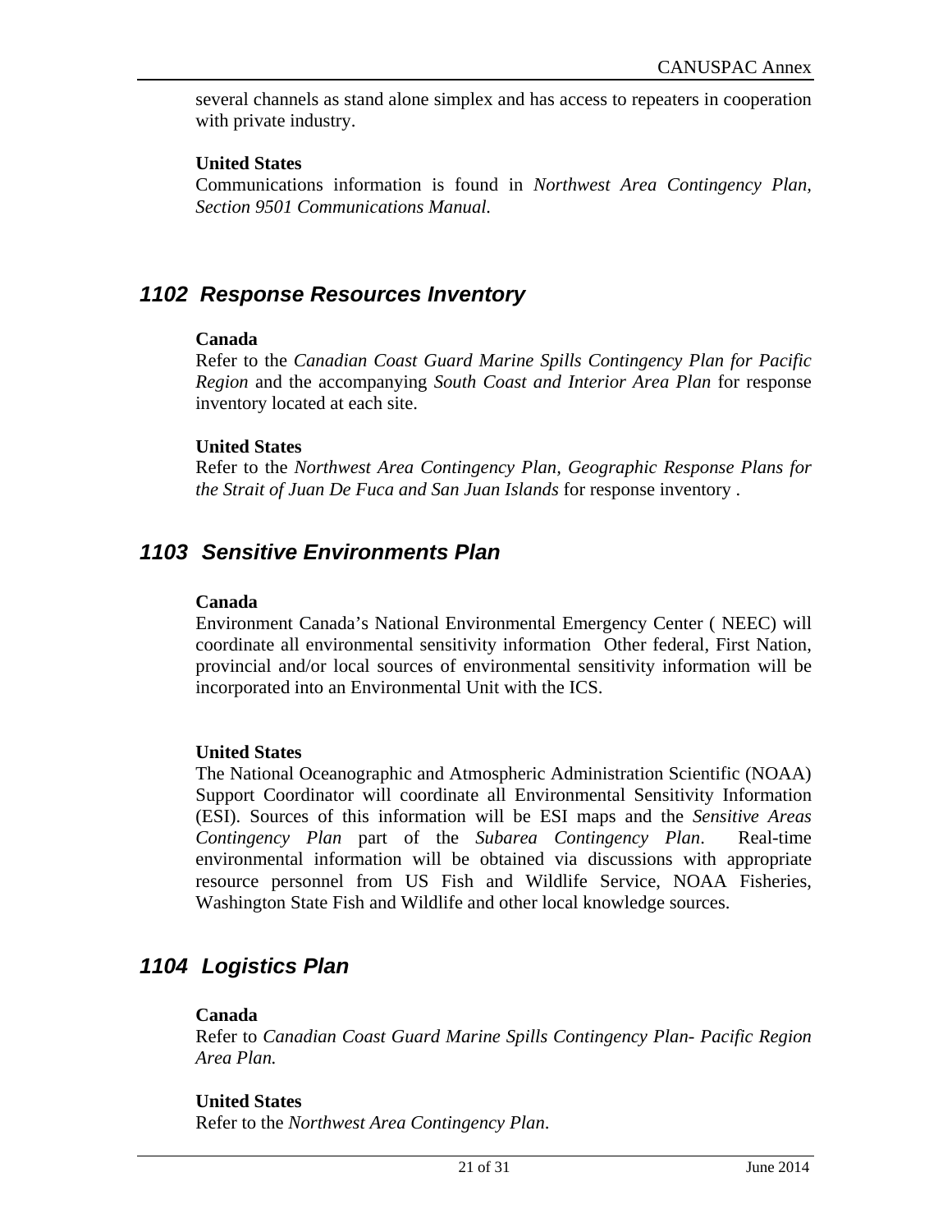several channels as stand alone simplex and has access to repeaters in cooperation with private industry.

**United States**

Communications information is found in *Northwest Area Contingency Plan, Section 9501 Communications Manual.*

## *1102 Response Resources Inventory*

**Canada**

Refer to the *Canadian Coast Guard Marine Spills Contingency Plan for Pacific Region* and the accompanying *South Coast and Interior Area Plan* for response inventory located at each site.

**United States**

Refer to the *Northwest Area Contingency Plan, Geographic Response Plans for the Strait of Juan De Fuca and San Juan Islands* for response inventory .

## *1103 Sensitive Environments Plan*

**Canada**

Environment Canada's National Environmental Emergency Center ( NEEC) will coordinate all environmental sensitivity information  Other federal, First Nation, provincial and/or local sources of environmental sensitivity information will be incorporated into an Environmental Unit with the ICS.

**United States**

The National Oceanographic and Atmospheric Administration Scientific (NOAA) Support Coordinator will coordinate all Environmental Sensitivity Information (ESI). Sources of this information will be ESI maps and the *Sensitive Areas Contingency Plan* part of the *Subarea Contingency Plan*. Real-time environmental information will be obtained via discussions with appropriate resource personnel from US Fish and Wildlife Service, NOAA Fisheries, Washington State Fish and Wildlife and other local knowledge sources.

## *1104 Logistics Plan*

**Canada**

Refer to *Canadian Coast Guard Marine Spills Contingency Plan- Pacific Region Area Plan.*

**United States**

Refer to the *Northwest Area Contingency Plan*.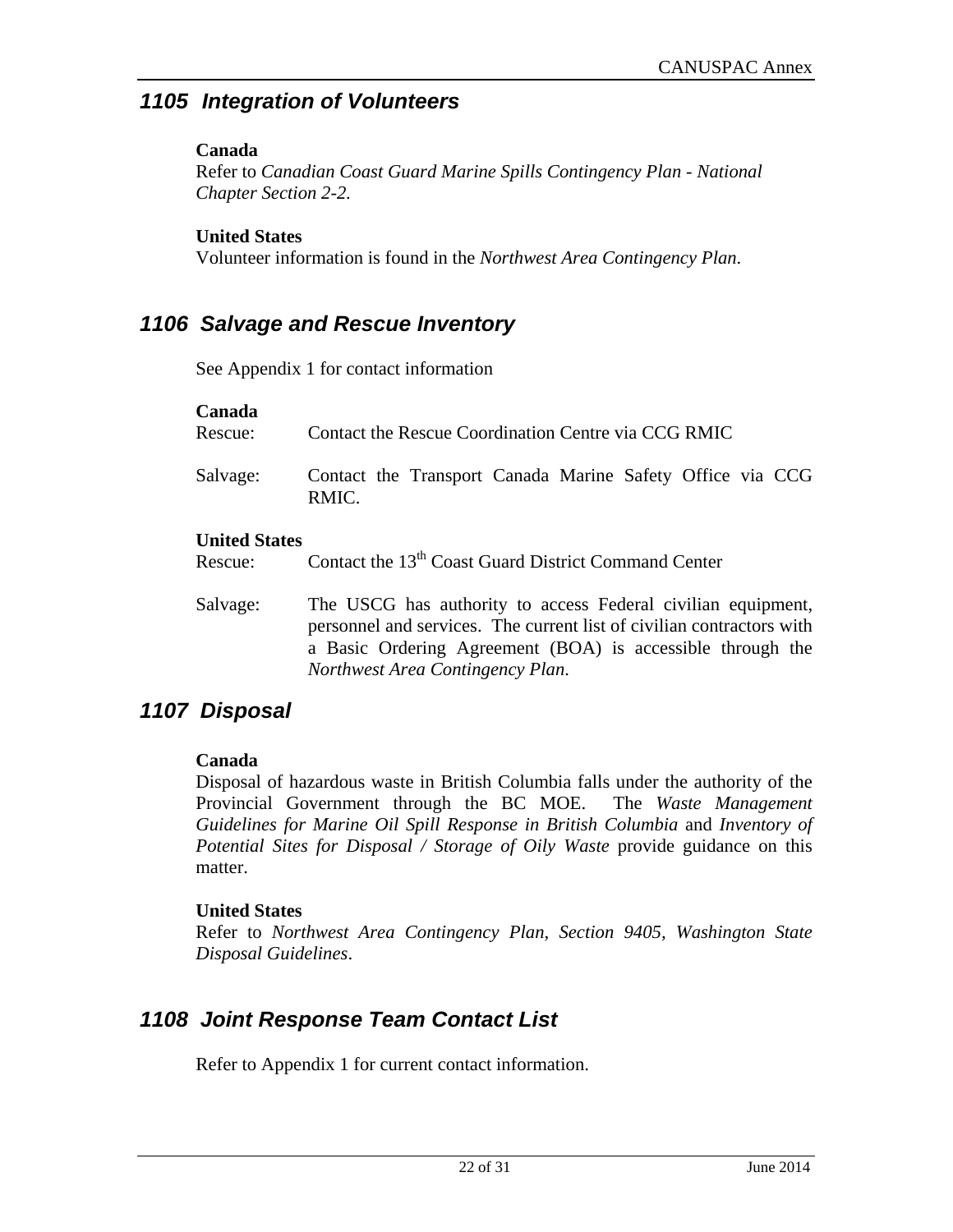## *1105 Integration of Volunteers*

**Canada**
Refer to *Canadian Coast Guard Marine Spills Contingency Plan - National Chapter Section 2-2.*

**United States**
Volunteer information is found in the *Northwest Area Contingency Plan*.

## *1106 Salvage and Rescue Inventory*

See Appendix 1 for contact information

**Canada**

Rescue: Contact the Rescue Coordination Centre via CCG RMIC

Salvage: Contact the Transport Canada Marine Safety Office via CCG RMIC.

**United States**

Rescue: Contact the 13th Coast Guard District Command Center

Salvage: The USCG has authority to access Federal civilian equipment, personnel and services. The current list of civilian contractors with a Basic Ordering Agreement (BOA) is accessible through the *Northwest Area Contingency Plan*.

## *1107 Disposal*

**Canada**
Disposal of hazardous waste in British Columbia falls under the authority of the Provincial Government through the BC MOE. The *Waste Management Guidelines for Marine Oil Spill Response in British Columbia* and *Inventory of Potential Sites for Disposal / Storage of Oily Waste* provide guidance on this matter.

**United States**
Refer to *Northwest Area Contingency Plan, Section 9405, Washington State Disposal Guidelines*.

## *1108 Joint Response Team Contact List*

Refer to Appendix 1 for current contact information.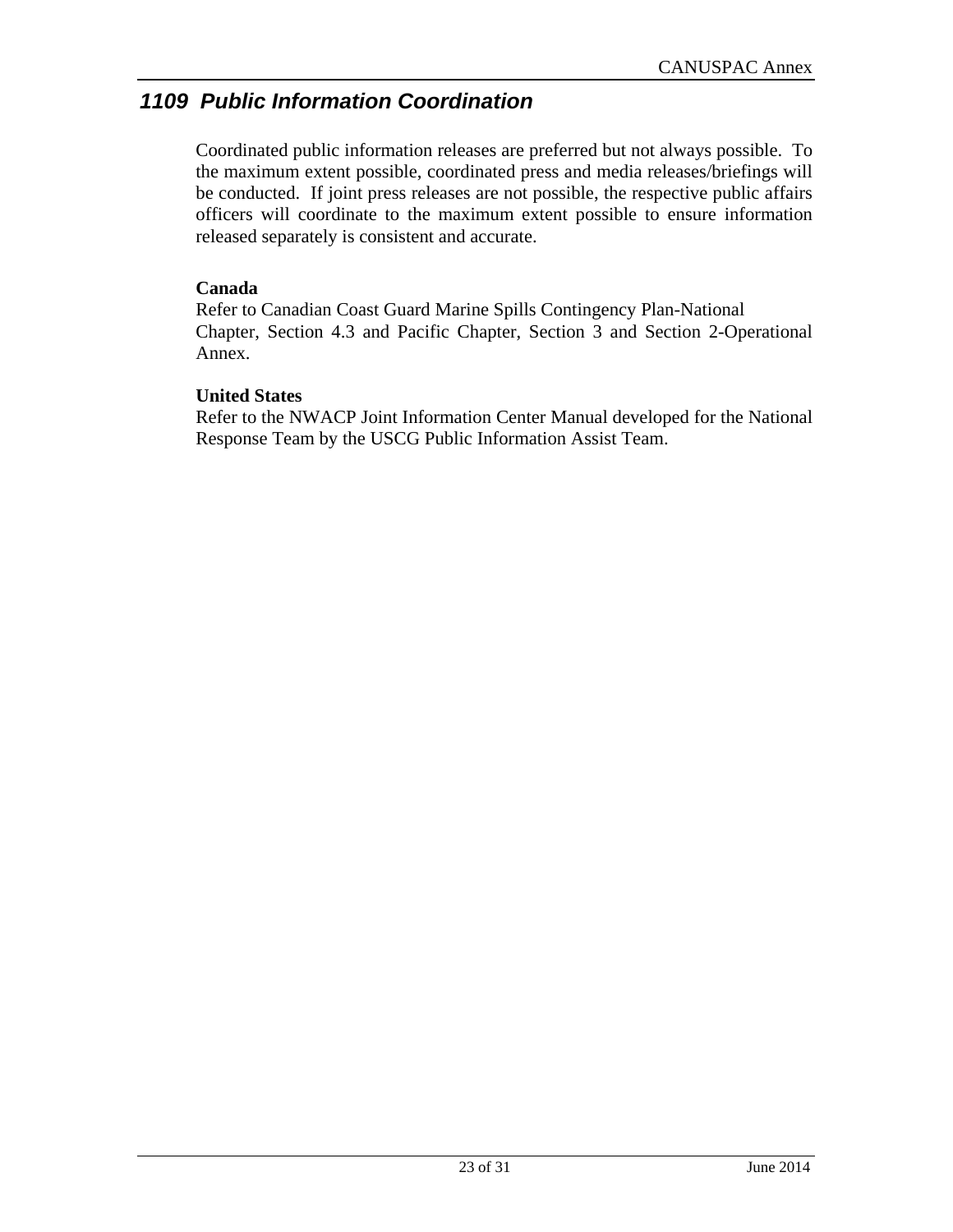## *1109 Public Information Coordination*

Coordinated public information releases are preferred but not always possible. To the maximum extent possible, coordinated press and media releases/briefings will be conducted. If joint press releases are not possible, the respective public affairs officers will coordinate to the maximum extent possible to ensure information released separately is consistent and accurate.

**Canada**
Refer to Canadian Coast Guard Marine Spills Contingency Plan-National Chapter, Section 4.3 and Pacific Chapter, Section 3 and Section 2-Operational Annex.

**United States**
Refer to the NWACP Joint Information Center Manual developed for the National Response Team by the USCG Public Information Assist Team.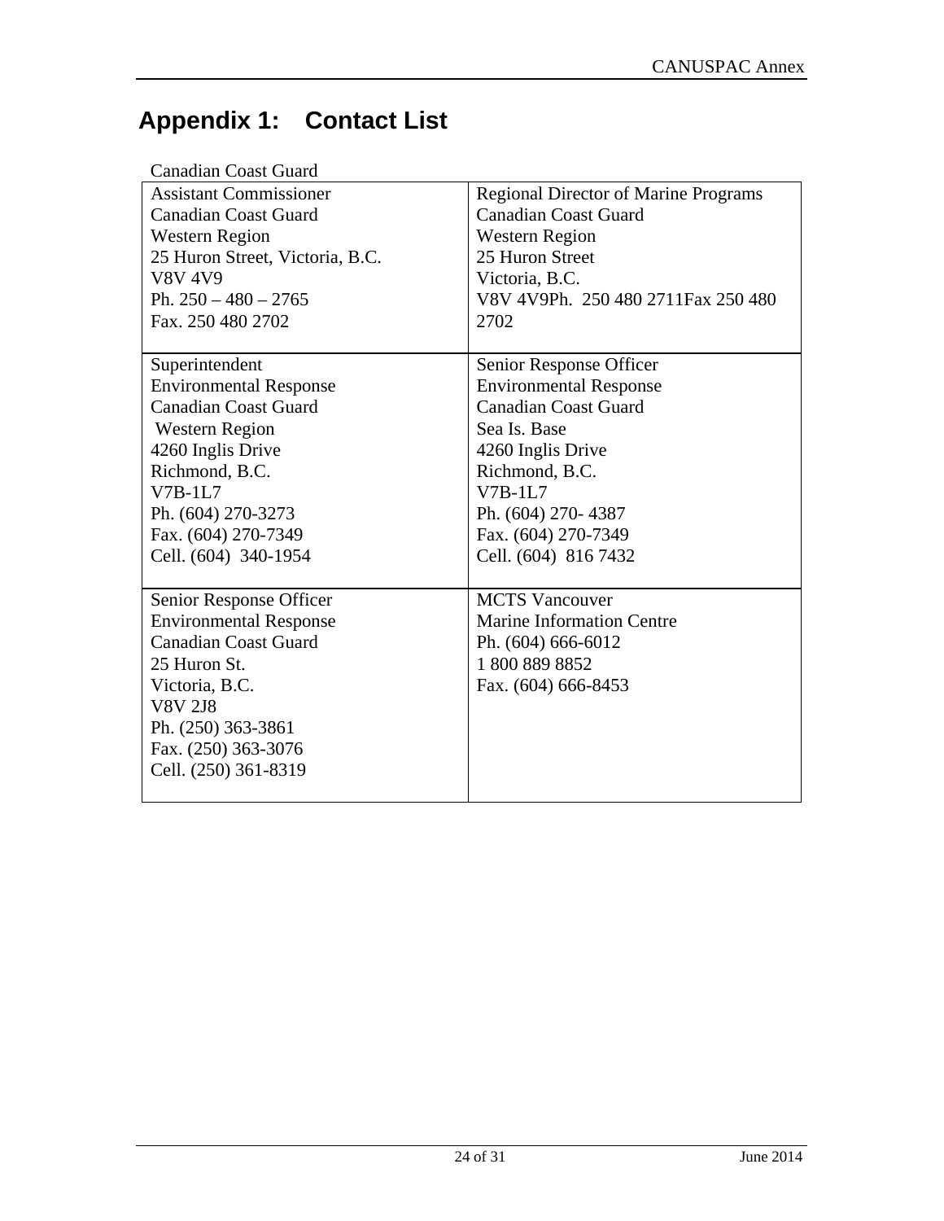# Appendix 1: Contact List

Canadian Coast Guard

| | |
|---|---|
| Assistant Commissioner<br>Canadian Coast Guard<br>Western Region<br>25 Huron Street, Victoria, B.C.<br>V8V 4V9<br>Ph. 250 – 480 – 2765<br>Fax. 250 480 2702 | Regional Director of Marine Programs<br>Canadian Coast Guard<br>Western Region<br>25 Huron Street<br>Victoria, B.C.<br>V8V 4V9Ph. 250 480 2711Fax 250 480 2702 |
| Superintendent<br>Environmental Response<br>Canadian Coast Guard<br>Western Region<br>4260 Inglis Drive<br>Richmond, B.C.<br>V7B-1L7<br>Ph. (604) 270-3273<br>Fax. (604) 270-7349<br>Cell. (604) 340-1954 | Senior Response Officer<br>Environmental Response<br>Canadian Coast Guard<br>Sea Is. Base<br>4260 Inglis Drive<br>Richmond, B.C.<br>V7B-1L7<br>Ph. (604) 270- 4387<br>Fax. (604) 270-7349<br>Cell. (604) 816 7432 |
| Senior Response Officer<br>Environmental Response<br>Canadian Coast Guard<br>25 Huron St.<br>Victoria, B.C.<br>V8V 2J8<br>Ph. (250) 363-3861<br>Fax. (250) 363-3076<br>Cell. (250) 361-8319 | MCTS Vancouver<br>Marine Information Centre<br>Ph. (604) 666-6012<br>1 800 889 8852<br>Fax. (604) 666-8453 |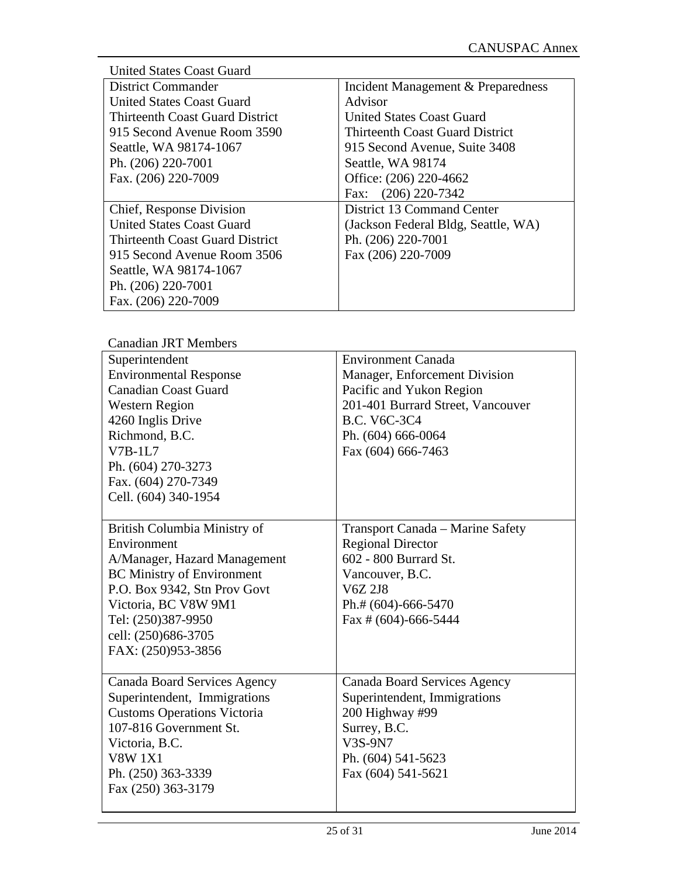United States Coast Guard

| | |
|---|---|
| District Commander<br>United States Coast Guard<br>Thirteenth Coast Guard District<br>915 Second Avenue Room 3590<br>Seattle, WA 98174-1067<br>Ph. (206) 220-7001<br>Fax. (206) 220-7009 | Incident Management & Preparedness Advisor<br>United States Coast Guard<br>Thirteenth Coast Guard District<br>915 Second Avenue, Suite 3408<br>Seattle, WA 98174<br>Office: (206) 220-4662<br>Fax: (206) 220-7342 |
| Chief, Response Division<br>United States Coast Guard<br>Thirteenth Coast Guard District<br>915 Second Avenue Room 3506<br>Seattle, WA 98174-1067<br>Ph. (206) 220-7001<br>Fax. (206) 220-7009 | District 13 Command Center<br>(Jackson Federal Bldg, Seattle, WA)<br>Ph. (206) 220-7001<br>Fax (206) 220-7009 |

Canadian JRT Members

| | |
|---|---|
| Superintendent<br>Environmental Response<br>Canadian Coast Guard<br>Western Region<br>4260 Inglis Drive<br>Richmond, B.C.<br>V7B-1L7<br>Ph. (604) 270-3273<br>Fax. (604) 270-7349<br>Cell. (604) 340-1954 | Environment Canada<br>Manager, Enforcement Division<br>Pacific and Yukon Region<br>201-401 Burrard Street, Vancouver<br>B.C. V6C-3C4<br>Ph. (604) 666-0064<br>Fax (604) 666-7463 |
| British Columbia Ministry of Environment<br>A/Manager, Hazard Management<br>BC Ministry of Environment<br>P.O. Box 9342, Stn Prov Govt<br>Victoria, BC V8W 9M1<br>Tel: (250)387-9950<br>cell: (250)686-3705<br>FAX: (250)953-3856 | Transport Canada – Marine Safety<br>Regional Director<br>602 - 800 Burrard St.<br>Vancouver, B.C.<br>V6Z 2J8<br>Ph.# (604)-666-5470<br>Fax # (604)-666-5444 |
| Canada Board Services Agency<br>Superintendent, Immigrations<br>Customs Operations Victoria<br>107-816 Government St.<br>Victoria, B.C.<br>V8W 1X1<br>Ph. (250) 363-3339<br>Fax (250) 363-3179 | Canada Board Services Agency<br>Superintendent, Immigrations<br>200 Highway #99<br>Surrey, B.C.<br>V3S-9N7<br>Ph. (604) 541-5623<br>Fax (604) 541-5621 |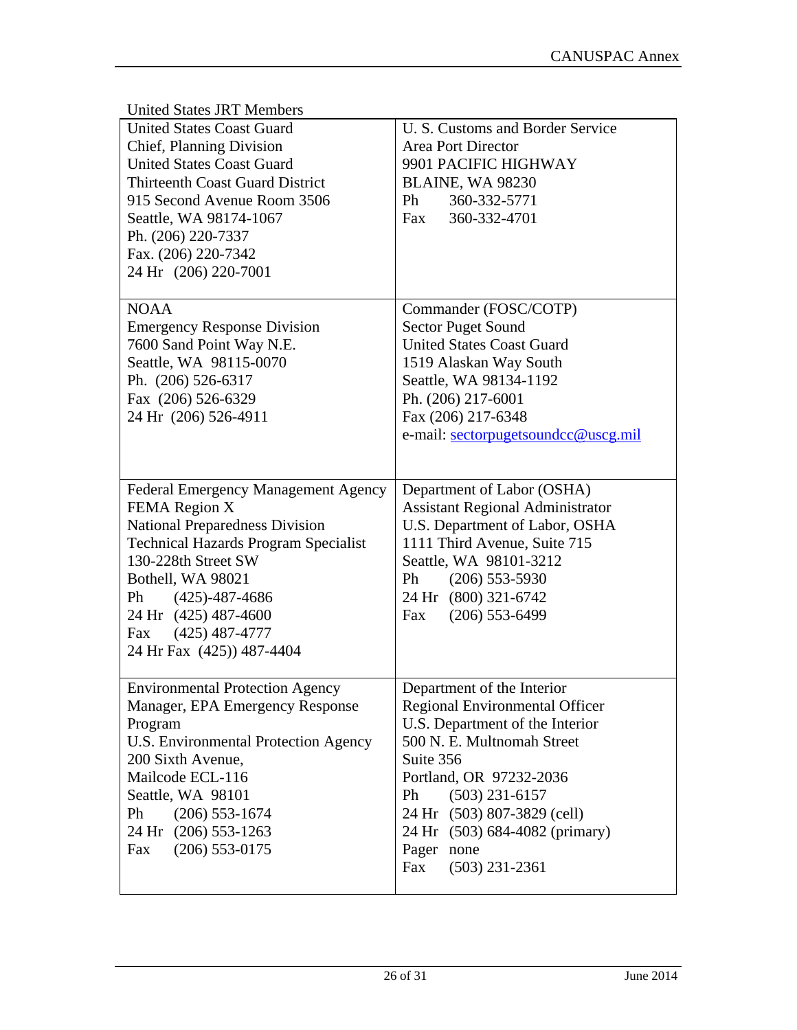United States JRT Members

| | |
|---|---|
| United States Coast Guard<br>Chief, Planning Division<br>United States Coast Guard<br>Thirteenth Coast Guard District<br>915 Second Avenue Room 3506<br>Seattle, WA 98174-1067<br>Ph. (206) 220-7337<br>Fax. (206) 220-7342<br>24 Hr (206) 220-7001 | U. S. Customs and Border Service<br>Area Port Director<br>9901 PACIFIC HIGHWAY<br>BLAINE, WA 98230<br>Ph 360-332-5771<br>Fax 360-332-4701 |
| NOAA<br>Emergency Response Division<br>7600 Sand Point Way N.E.<br>Seattle, WA 98115-0070<br>Ph. (206) 526-6317<br>Fax (206) 526-6329<br>24 Hr (206) 526-4911 | Commander (FOSC/COTP)<br>Sector Puget Sound<br>United States Coast Guard<br>1519 Alaskan Way South<br>Seattle, WA 98134-1192<br>Ph. (206) 217-6001<br>Fax (206) 217-6348<br>e-mail: sectorpugetsoundcc@uscg.mil |
| Federal Emergency Management Agency<br>FEMA Region X<br>National Preparedness Division<br>Technical Hazards Program Specialist<br>130-228th Street SW<br>Bothell, WA 98021<br>Ph (425)-487-4686<br>24 Hr (425) 487-4600<br>Fax (425) 487-4777<br>24 Hr Fax (425)) 487-4404 | Department of Labor (OSHA)<br>Assistant Regional Administrator<br>U.S. Department of Labor, OSHA<br>1111 Third Avenue, Suite 715<br>Seattle, WA 98101-3212<br>Ph (206) 553-5930<br>24 Hr (800) 321-6742<br>Fax (206) 553-6499 |
| Environmental Protection Agency<br>Manager, EPA Emergency Response Program<br>U.S. Environmental Protection Agency<br>200 Sixth Avenue,<br>Mailcode ECL-116<br>Seattle, WA 98101<br>Ph (206) 553-1674<br>24 Hr (206) 553-1263<br>Fax (206) 553-0175 | Department of the Interior<br>Regional Environmental Officer<br>U.S. Department of the Interior<br>500 N. E. Multnomah Street<br>Suite 356<br>Portland, OR 97232-2036<br>Ph (503) 231-6157<br>24 Hr (503) 807-3829 (cell)<br>24 Hr (503) 684-4082 (primary)<br>Pager none<br>Fax (503) 231-2361 |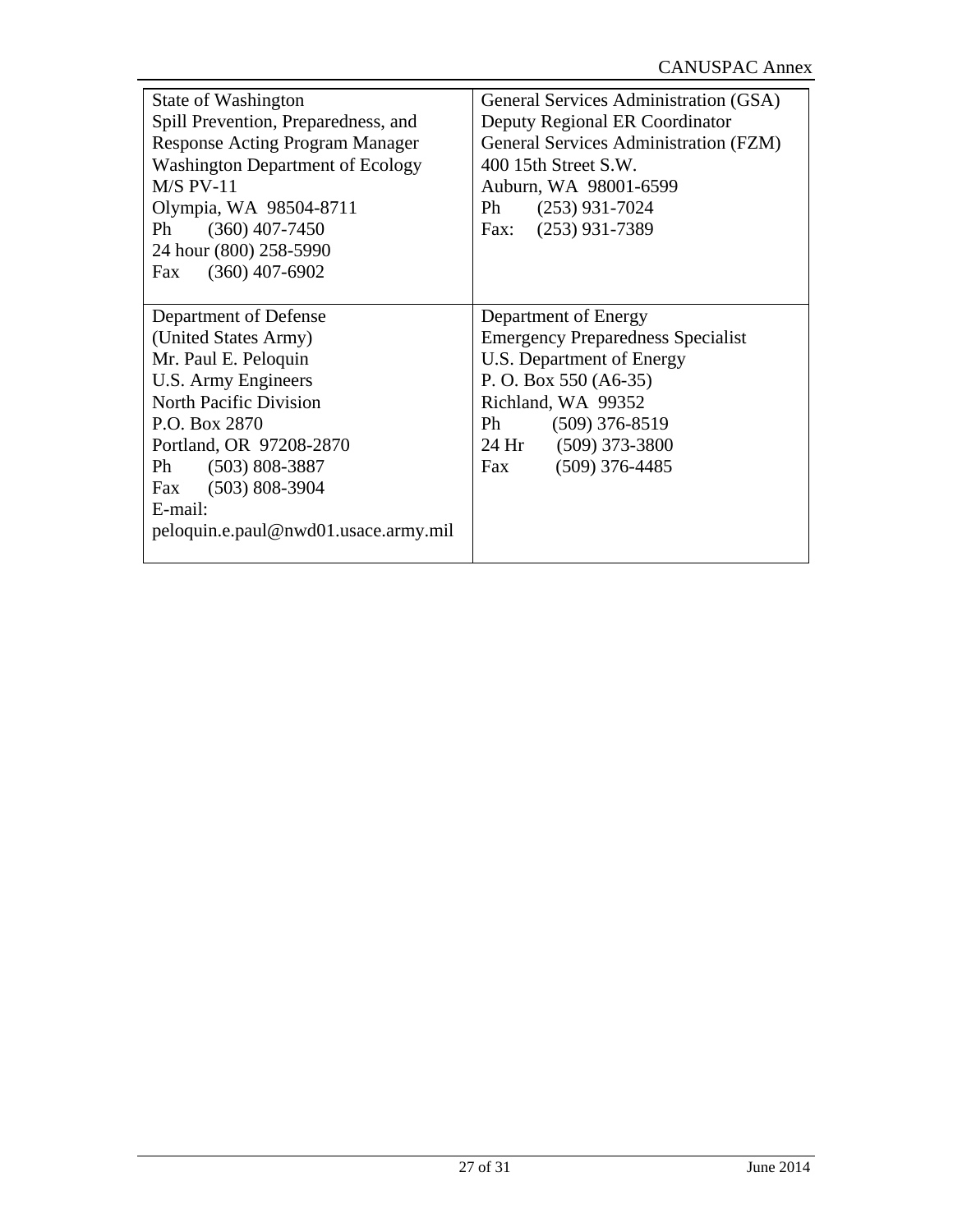| | |
|---|---|
| State of Washington<br>Spill Prevention, Preparedness, and Response Acting Program Manager<br>Washington Department of Ecology<br>M/S PV-11<br>Olympia, WA 98504-8711<br>Ph (360) 407-7450<br>24 hour (800) 258-5990<br>Fax (360) 407-6902 | General Services Administration (GSA)<br>Deputy Regional ER Coordinator<br>General Services Administration (FZM)<br>400 15th Street S.W.<br>Auburn, WA 98001-6599<br>Ph (253) 931-7024<br>Fax: (253) 931-7389 |
| Department of Defense<br>(United States Army)<br>Mr. Paul E. Peloquin<br>U.S. Army Engineers<br>North Pacific Division<br>P.O. Box 2870<br>Portland, OR 97208-2870<br>Ph (503) 808-3887<br>Fax (503) 808-3904<br>E-mail:<br>peloquin.e.paul@nwd01.usace.army.mil | Department of Energy<br>Emergency Preparedness Specialist<br>U.S. Department of Energy<br>P. O. Box 550 (A6-35)<br>Richland, WA 99352<br>Ph (509) 376-8519<br>24 Hr (509) 373-3800<br>Fax (509) 376-4485 |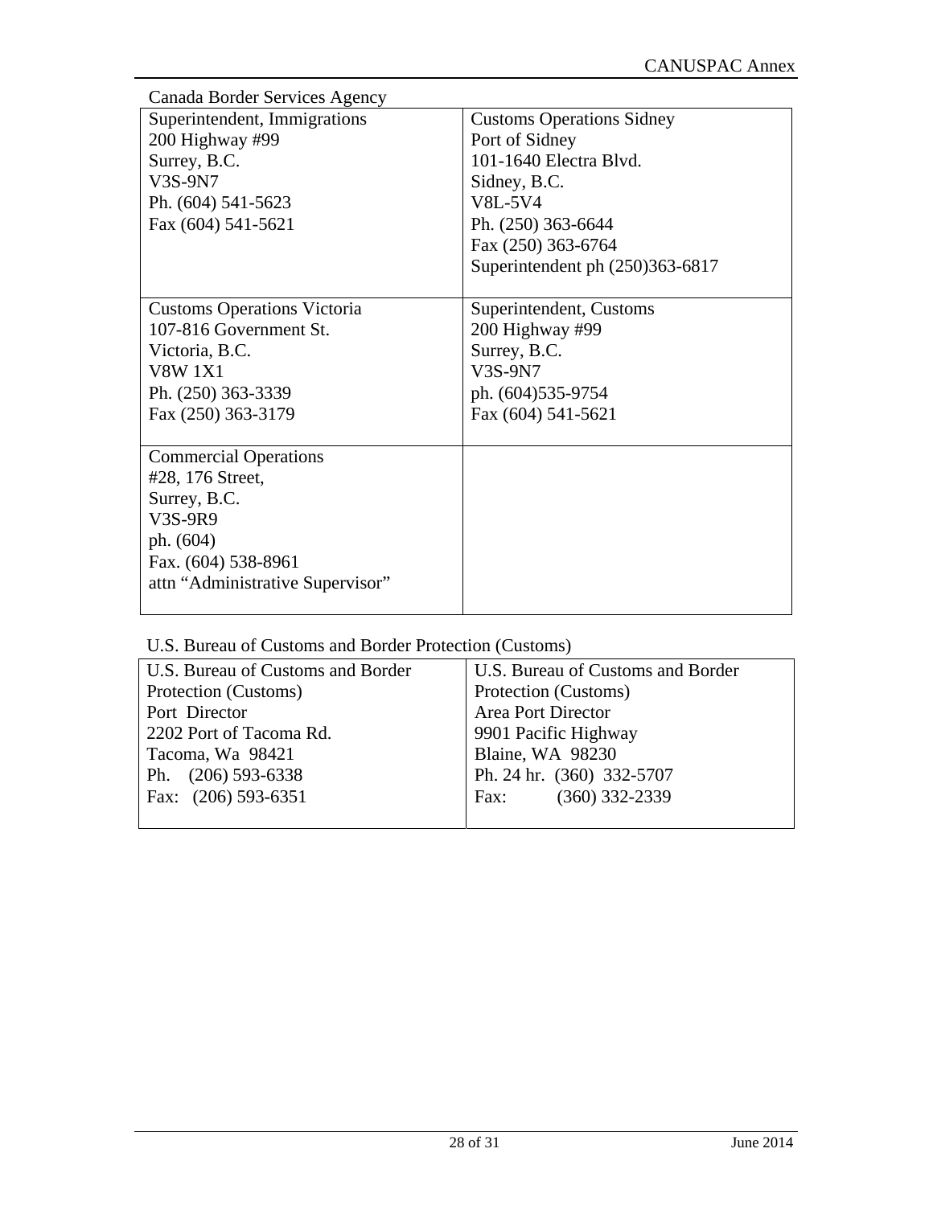Canada Border Services Agency

| | |
|---|---|
| Superintendent, Immigrations<br>200 Highway #99<br>Surrey, B.C.<br>V3S-9N7<br>Ph. (604) 541-5623<br>Fax (604) 541-5621 | Customs Operations Sidney<br>Port of Sidney<br>101-1640 Electra Blvd.<br>Sidney, B.C.<br>V8L-5V4<br>Ph. (250) 363-6644<br>Fax (250) 363-6764<br>Superintendent ph (250)363-6817 |
| Customs Operations Victoria<br>107-816 Government St.<br>Victoria, B.C.<br>V8W 1X1<br>Ph. (250) 363-3339<br>Fax (250) 363-3179 | Superintendent, Customs<br>200 Highway #99<br>Surrey, B.C.<br>V3S-9N7<br>ph. (604)535-9754<br>Fax (604) 541-5621 |
| Commercial Operations<br>#28, 176 Street,<br>Surrey, B.C.<br>V3S-9R9<br>ph. (604)<br>Fax. (604) 538-8961<br>attn "Administrative Supervisor" | |

U.S. Bureau of Customs and Border Protection (Customs)

| | |
|---|---|
| U.S. Bureau of Customs and Border Protection (Customs)<br>Port Director<br>2202 Port of Tacoma Rd.<br>Tacoma, Wa 98421<br>Ph. (206) 593-6338<br>Fax: (206) 593-6351 | U.S. Bureau of Customs and Border Protection (Customs)<br>Area Port Director<br>9901 Pacific Highway<br>Blaine, WA 98230<br>Ph. 24 hr. (360) 332-5707<br>Fax: (360) 332-2339 |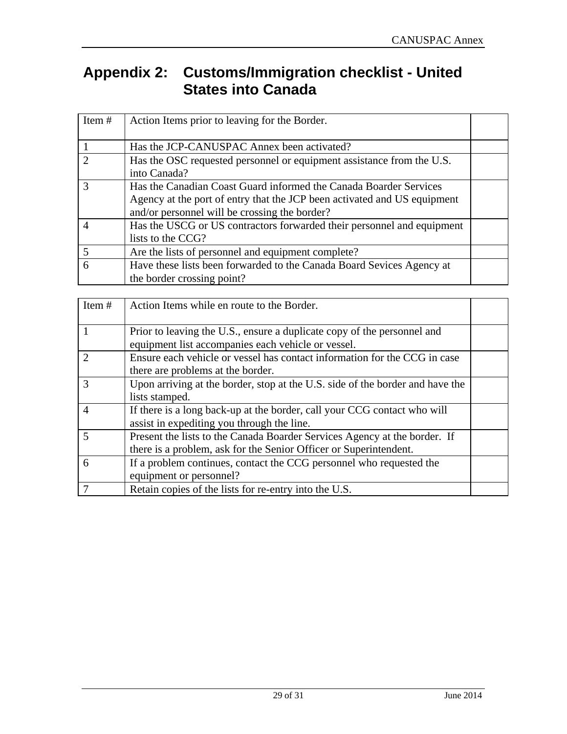# Appendix 2: Customs/Immigration checklist - United States into Canada

| Item # | Action Items prior to leaving for the Border. | |
|---|---|---|
| 1 | Has the JCP-CANUSPAC Annex been activated? | |
| 2 | Has the OSC requested personnel or equipment assistance from the U.S. into Canada? | |
| 3 | Has the Canadian Coast Guard informed the Canada Boarder Services Agency at the port of entry that the JCP been activated and US equipment and/or personnel will be crossing the border? | |
| 4 | Has the USCG or US contractors forwarded their personnel and equipment lists to the CCG? | |
| 5 | Are the lists of personnel and equipment complete? | |
| 6 | Have these lists been forwarded to the Canada Board Sevices Agency at the border crossing point? | |

| Item # | Action Items while en route to the Border. | |
|---|---|---|
| 1 | Prior to leaving the U.S., ensure a duplicate copy of the personnel and equipment list accompanies each vehicle or vessel. | |
| 2 | Ensure each vehicle or vessel has contact information for the CCG in case there are problems at the border. | |
| 3 | Upon arriving at the border, stop at the U.S. side of the border and have the lists stamped. | |
| 4 | If there is a long back-up at the border, call your CCG contact who will assist in expediting you through the line. | |
| 5 | Present the lists to the Canada Boarder Services Agency at the border. If there is a problem, ask for the Senior Officer or Superintendent. | |
| 6 | If a problem continues, contact the CCG personnel who requested the equipment or personnel? | |
| 7 | Retain copies of the lists for re-entry into the U.S. | |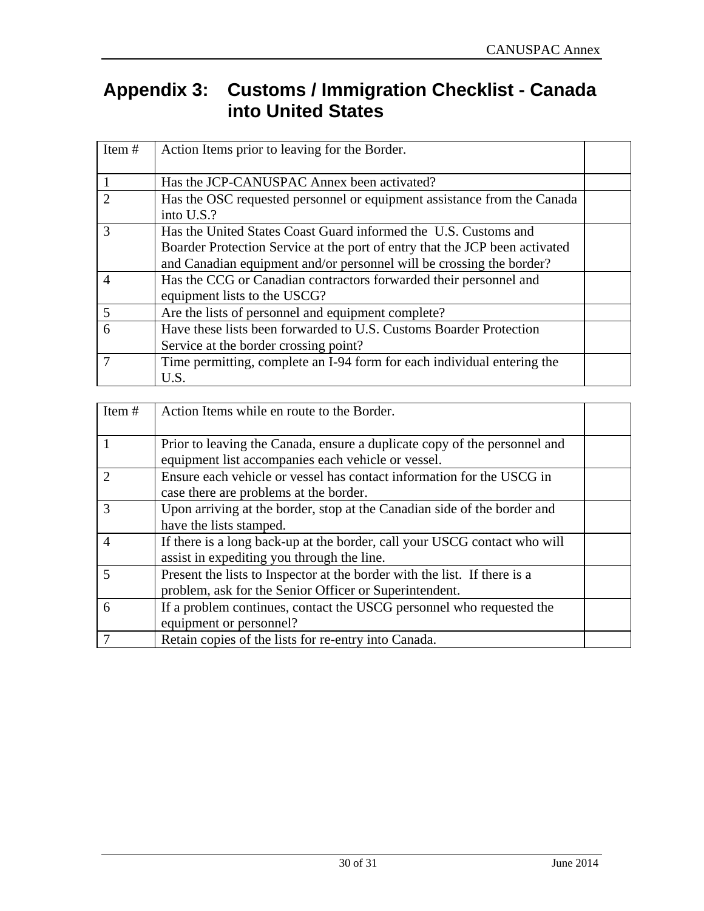# Appendix 3: Customs / Immigration Checklist - Canada into United States

| Item # | Action Items prior to leaving for the Border. | |
|---|---|---|
| 1 | Has the JCP-CANUSPAC Annex been activated? | |
| 2 | Has the OSC requested personnel or equipment assistance from the Canada into U.S.? | |
| 3 | Has the United States Coast Guard informed the U.S. Customs and Boarder Protection Service at the port of entry that the JCP been activated and Canadian equipment and/or personnel will be crossing the border? | |
| 4 | Has the CCG or Canadian contractors forwarded their personnel and equipment lists to the USCG? | |
| 5 | Are the lists of personnel and equipment complete? | |
| 6 | Have these lists been forwarded to U.S. Customs Boarder Protection Service at the border crossing point? | |
| 7 | Time permitting, complete an I-94 form for each individual entering the U.S. | |

| Item # | Action Items while en route to the Border. | |
|---|---|---|
| 1 | Prior to leaving the Canada, ensure a duplicate copy of the personnel and equipment list accompanies each vehicle or vessel. | |
| 2 | Ensure each vehicle or vessel has contact information for the USCG in case there are problems at the border. | |
| 3 | Upon arriving at the border, stop at the Canadian side of the border and have the lists stamped. | |
| 4 | If there is a long back-up at the border, call your USCG contact who will assist in expediting you through the line. | |
| 5 | Present the lists to Inspector at the border with the list. If there is a problem, ask for the Senior Officer or Superintendent. | |
| 6 | If a problem continues, contact the USCG personnel who requested the equipment or personnel? | |
| 7 | Retain copies of the lists for re-entry into Canada. | |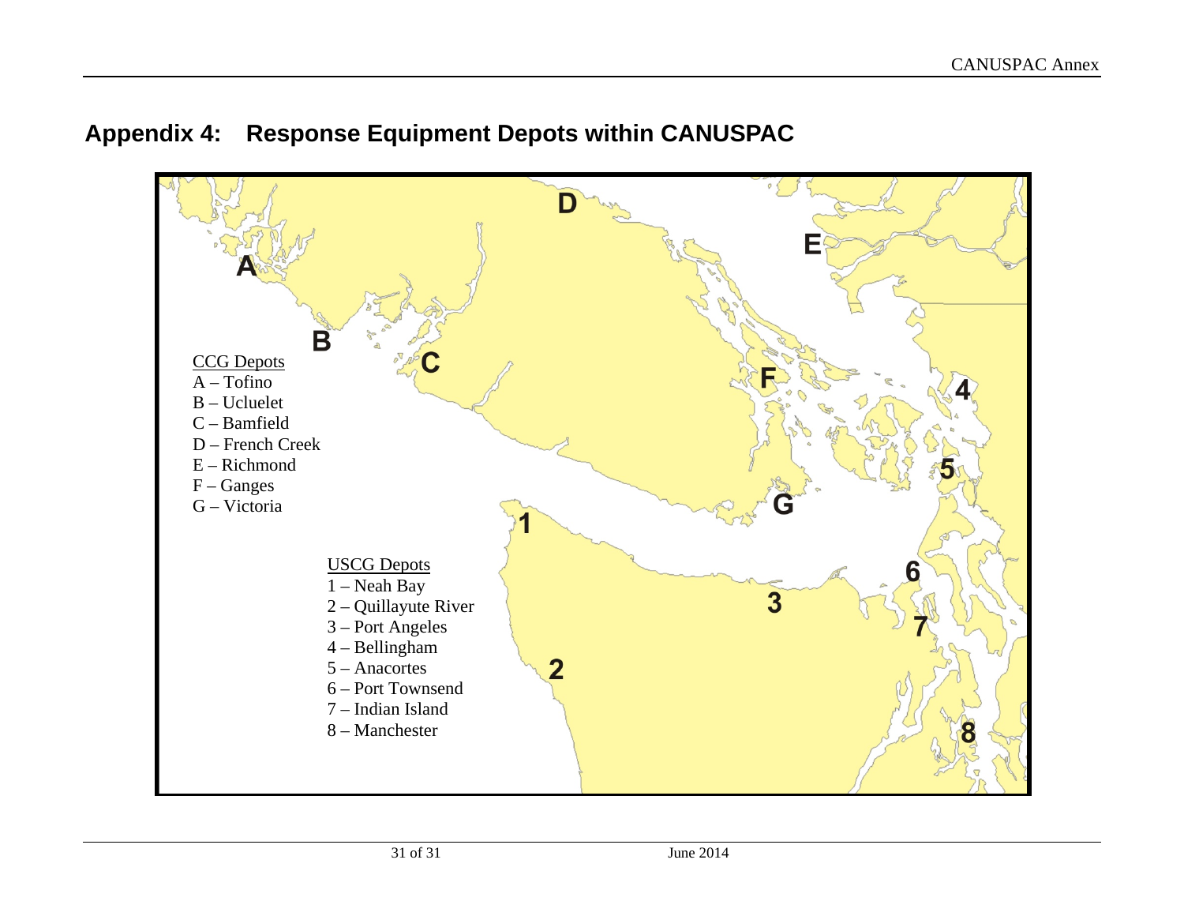## Appendix 4: Response Equipment Depots within CANUSPAC

D

E

A

B

C

F

4

5

G

1

6

3

7

2

8

CCG Depots
A – Tofino
B – Ucluelet
C – Bamfield
D – French Creek
E – Richmond
F – Ganges
G – Victoria

USCG Depots
1 – Neah Bay
2 – Quillayute River
3 – Port Angeles
4 – Bellingham
5 – Anacortes
6 – Port Townsend
7 – Indian Island
8 – Manchester